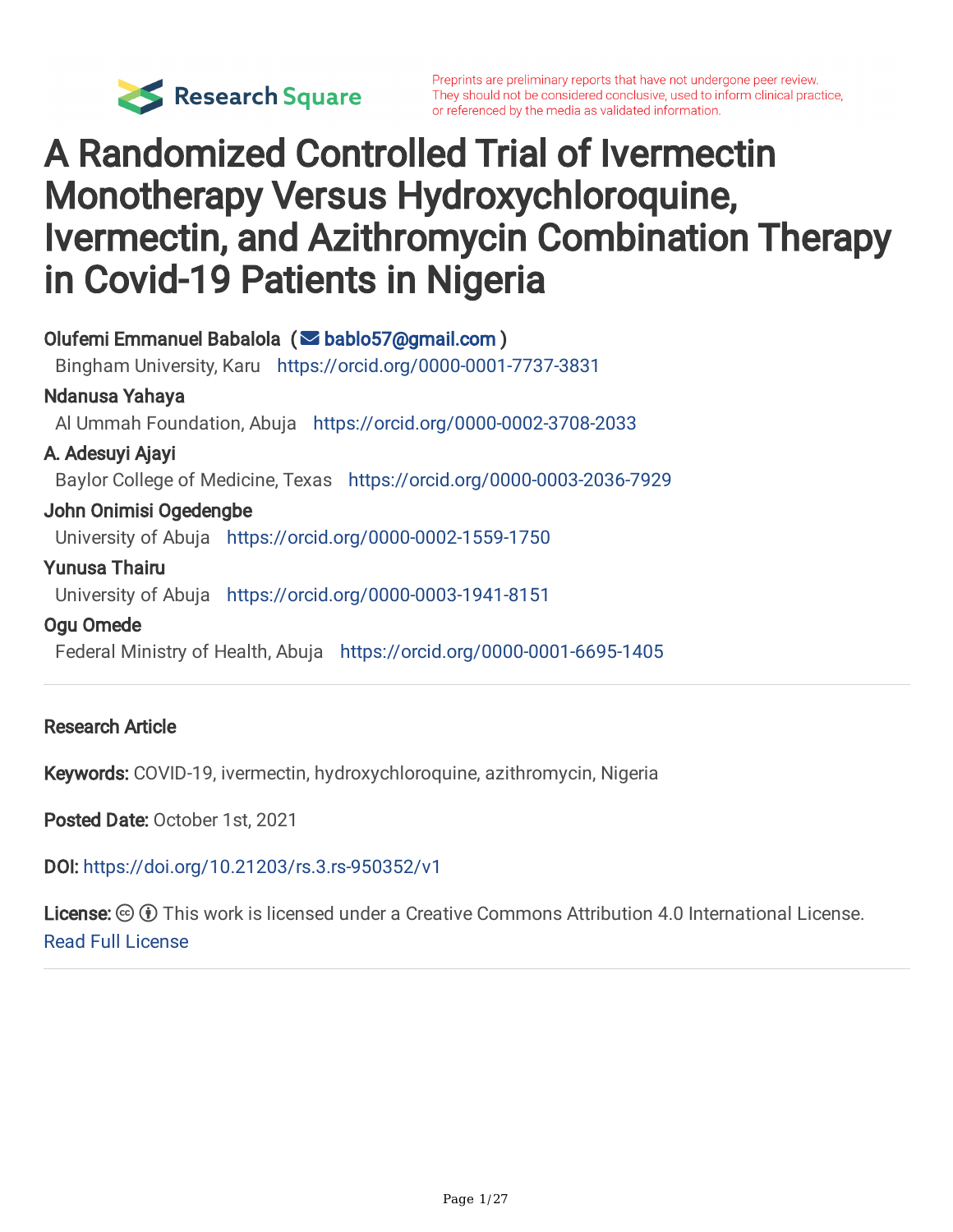Preprints are preliminary reports that have not undergone peer review. They should not be considered conclusive, used to inform clinical practice, or referenced by the media as validated information.

# A Randomized Controlled Trial of Ivermectin Monotherapy Versus Hydroxychloroquine, Ivermectin, and Azithromycin Combination Therapy in Covid-19 Patients in Nigeria

**Olufemi Emmanuel Babalola** (✉ bablo57@gmail.com )
Bingham University, Karu https://orcid.org/0000-0001-7737-3831

**Ndanusa Yahaya**
Al Ummah Foundation, Abuja https://orcid.org/0000-0002-3708-2033

**A. Adesuyi Ajayi**
Baylor College of Medicine, Texas https://orcid.org/0000-0003-2036-7929

**John Onimisi Ogedengbe**
University of Abuja https://orcid.org/0000-0002-1559-1750

**Yunusa Thairu**
University of Abuja https://orcid.org/0000-0003-1941-8151

**Ogu Omede**
Federal Ministry of Health, Abuja https://orcid.org/0000-0001-6695-1405

---

**Research Article**

**Keywords:** COVID-19, ivermectin, hydroxychloroquine, azithromycin, Nigeria

**Posted Date:** October 1st, 2021

**DOI:** https://doi.org/10.21203/rs.3.rs-950352/v1

**License:** This work is licensed under a Creative Commons Attribution 4.0 International License.
Read Full License

---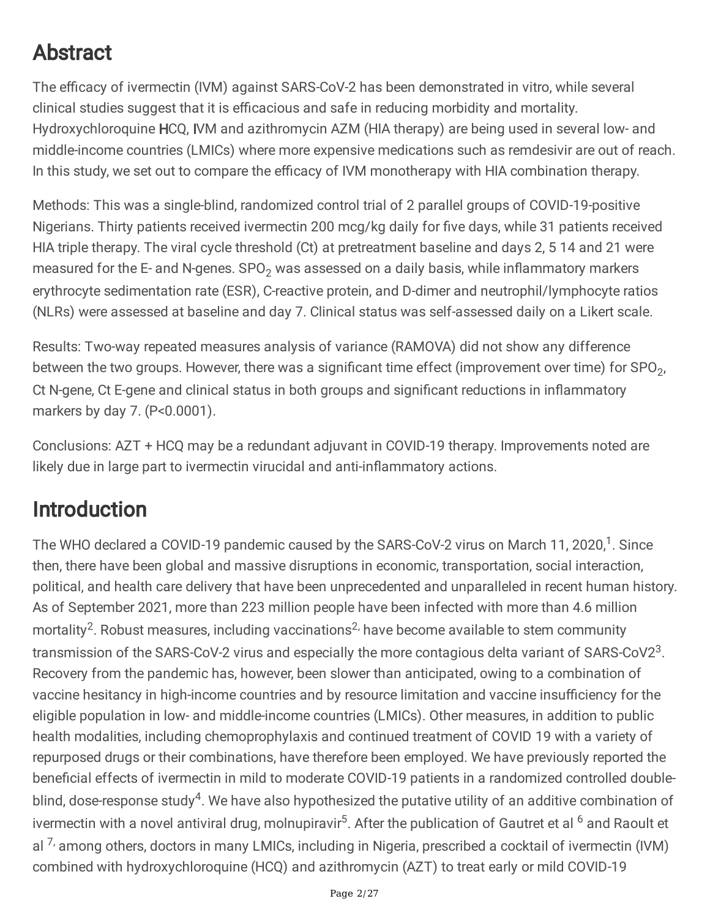## Abstract

The efficacy of ivermectin (IVM) against SARS-CoV-2 has been demonstrated in vitro, while several clinical studies suggest that it is efficacious and safe in reducing morbidity and mortality. Hydroxychloroquine HCQ, IVM and azithromycin AZM (HIA therapy) are being used in several low- and middle-income countries (LMICs) where more expensive medications such as remdesivir are out of reach. In this study, we set out to compare the efficacy of IVM monotherapy with HIA combination therapy.

Methods: This was a single-blind, randomized control trial of 2 parallel groups of COVID-19-positive Nigerians. Thirty patients received ivermectin 200 mcg/kg daily for five days, while 31 patients received HIA triple therapy. The viral cycle threshold (Ct) at pretreatment baseline and days 2, 5 14 and 21 were measured for the E- and N-genes. $SPO_2$ was assessed on a daily basis, while inflammatory markers erythrocyte sedimentation rate (ESR), C-reactive protein, and D-dimer and neutrophil/lymphocyte ratios (NLRs) were assessed at baseline and day 7. Clinical status was self-assessed daily on a Likert scale.

Results: Two-way repeated measures analysis of variance (RAMOVA) did not show any difference between the two groups. However, there was a significant time effect (improvement over time) for $SPO_2$, Ct N-gene, Ct E-gene and clinical status in both groups and significant reductions in inflammatory markers by day 7. ($P<0.0001$).

Conclusions: AZT + HCQ may be a redundant adjuvant in COVID-19 therapy. Improvements noted are likely due in large part to ivermectin virucidal and anti-inflammatory actions.

## Introduction

The WHO declared a COVID-19 pandemic caused by the SARS-CoV-2 virus on March 11, 2020,[1]. Since then, there have been global and massive disruptions in economic, transportation, social interaction, political, and health care delivery that have been unprecedented and unparalleled in recent human history. As of September 2021, more than 223 million people have been infected with more than 4.6 million mortality[2]. Robust measures, including vaccinations[2,] have become available to stem community transmission of the SARS-CoV-2 virus and especially the more contagious delta variant of SARS-CoV2[3]. Recovery from the pandemic has, however, been slower than anticipated, owing to a combination of vaccine hesitancy in high-income countries and by resource limitation and vaccine insufficiency for the eligible population in low- and middle-income countries (LMICs). Other measures, in addition to public health modalities, including chemoprophylaxis and continued treatment of COVID 19 with a variety of repurposed drugs or their combinations, have therefore been employed. We have previously reported the beneficial effects of ivermectin in mild to moderate COVID-19 patients in a randomized controlled double-blind, dose-response study[4]. We have also hypothesized the putative utility of an additive combination of ivermectin with a novel antiviral drug, molnupiravir[5]. After the publication of Gautret et al [6] and Raoult et al [7,] among others, doctors in many LMICs, including in Nigeria, prescribed a cocktail of ivermectin (IVM) combined with hydroxychloroquine (HCQ) and azithromycin (AZT) to treat early or mild COVID-19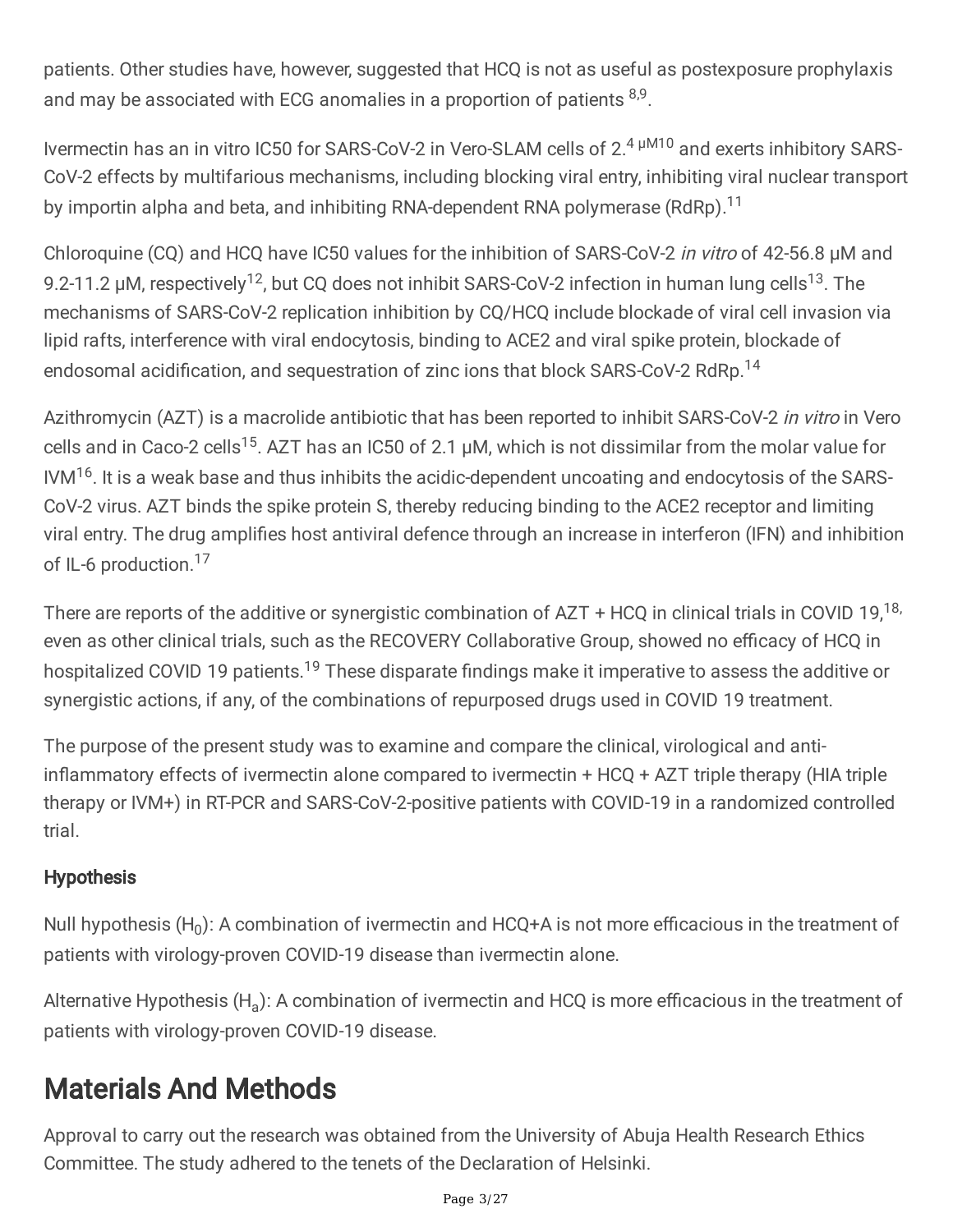patients. Other studies have, however, suggested that HCQ is not as useful as postexposure prophylaxis and may be associated with ECG anomalies in a proportion of patients [8,9].

Ivermectin has an in vitro IC50 for SARS-CoV-2 in Vero-SLAM cells of 2.[4 μM10] and exerts inhibitory SARS-CoV-2 effects by multifarious mechanisms, including blocking viral entry, inhibiting viral nuclear transport by importin alpha and beta, and inhibiting RNA-dependent RNA polymerase (RdRp).[11]

Chloroquine (CQ) and HCQ have IC50 values for the inhibition of SARS-CoV-2 *in vitro* of 42-56.8 μM and 9.2-11.2 μM, respectively[12], but CQ does not inhibit SARS-CoV-2 infection in human lung cells[13]. The mechanisms of SARS-CoV-2 replication inhibition by CQ/HCQ include blockade of viral cell invasion via lipid rafts, interference with viral endocytosis, binding to ACE2 and viral spike protein, blockade of endosomal acidification, and sequestration of zinc ions that block SARS-CoV-2 RdRp.[14]

Azithromycin (AZT) is a macrolide antibiotic that has been reported to inhibit SARS-CoV-2 *in vitro* in Vero cells and in Caco-2 cells[15]. AZT has an IC50 of 2.1 μM, which is not dissimilar from the molar value for IVM[16]. It is a weak base and thus inhibits the acidic-dependent uncoating and endocytosis of the SARS-CoV-2 virus. AZT binds the spike protein S, thereby reducing binding to the ACE2 receptor and limiting viral entry. The drug amplifies host antiviral defence through an increase in interferon (IFN) and inhibition of IL-6 production.[17]

There are reports of the additive or synergistic combination of AZT + HCQ in clinical trials in COVID 19,[18,] even as other clinical trials, such as the RECOVERY Collaborative Group, showed no efficacy of HCQ in hospitalized COVID 19 patients.[19] These disparate findings make it imperative to assess the additive or synergistic actions, if any, of the combinations of repurposed drugs used in COVID 19 treatment.

The purpose of the present study was to examine and compare the clinical, virological and anti-inflammatory effects of ivermectin alone compared to ivermectin + HCQ + AZT triple therapy (HIA triple therapy or IVM+) in RT-PCR and SARS-CoV-2-positive patients with COVID-19 in a randomized controlled trial.

### Hypothesis

Null hypothesis ($H_0$): A combination of ivermectin and HCQ+A is not more efficacious in the treatment of patients with virology-proven COVID-19 disease than ivermectin alone.

Alternative Hypothesis ($H_a$): A combination of ivermectin and HCQ is more efficacious in the treatment of patients with virology-proven COVID-19 disease.

## Materials And Methods

Approval to carry out the research was obtained from the University of Abuja Health Research Ethics Committee. The study adhered to the tenets of the Declaration of Helsinki.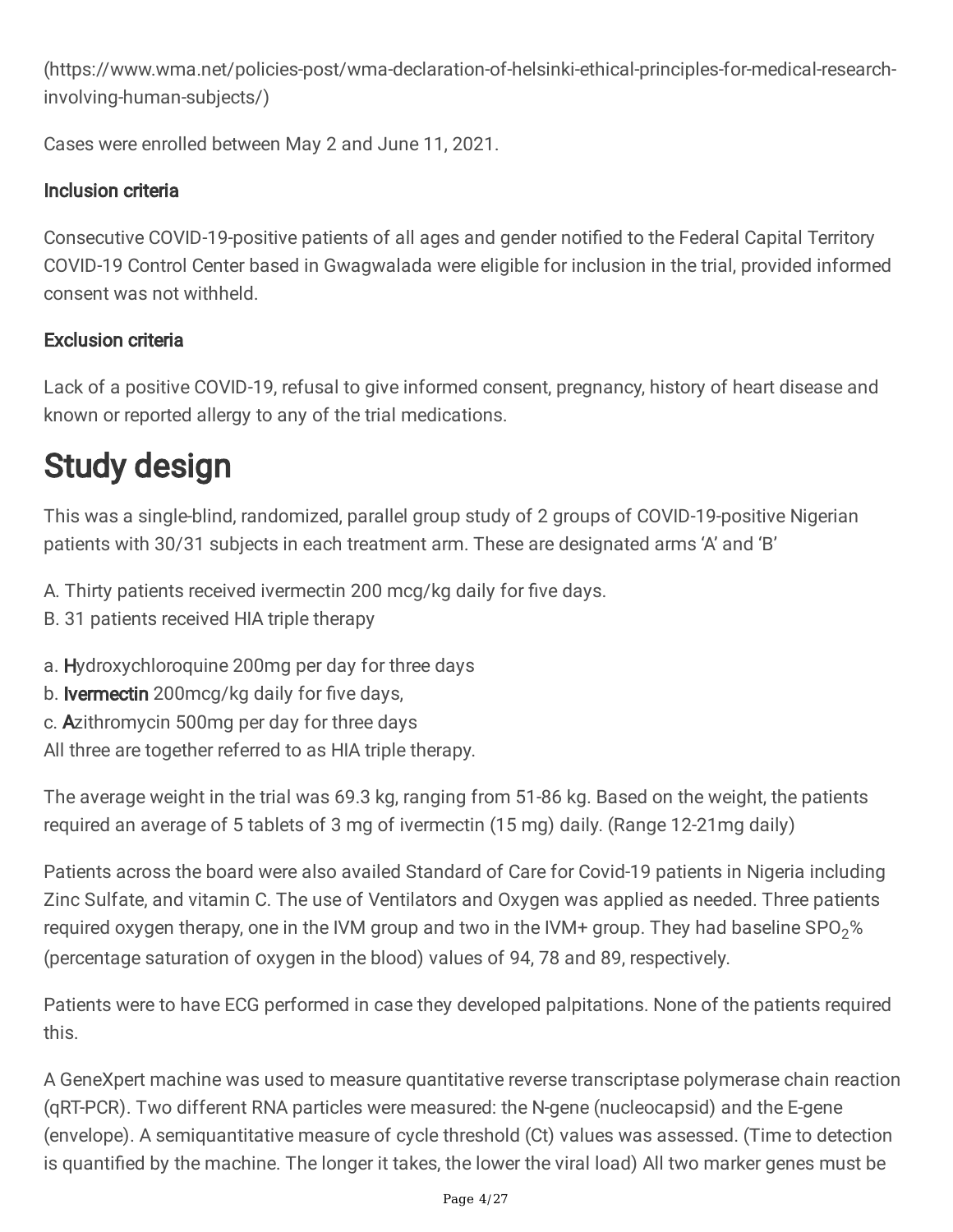(https://www.wma.net/policies-post/wma-declaration-of-helsinki-ethical-principles-for-medical-research-involving-human-subjects/)

Cases were enrolled between May 2 and June 11, 2021.

### Inclusion criteria

Consecutive COVID-19-positive patients of all ages and gender notified to the Federal Capital Territory COVID-19 Control Center based in Gwagwalada were eligible for inclusion in the trial, provided informed consent was not withheld.

### Exclusion criteria

Lack of a positive COVID-19, refusal to give informed consent, pregnancy, history of heart disease and known or reported allergy to any of the trial medications.

# Study design

This was a single-blind, randomized, parallel group study of 2 groups of COVID-19-positive Nigerian patients with 30/31 subjects in each treatment arm. These are designated arms 'A' and 'B'

A. Thirty patients received ivermectin 200 mcg/kg daily for five days.
B. 31 patients received HIA triple therapy

a. **H**ydroxychloroquine 200mg per day for three days
b. **Ivermectin** 200mcg/kg daily for five days,
c. **A**zithromycin 500mg per day for three days
All three are together referred to as HIA triple therapy.

The average weight in the trial was 69.3 kg, ranging from 51-86 kg. Based on the weight, the patients required an average of 5 tablets of 3 mg of ivermectin (15 mg) daily. (Range 12-21mg daily)

Patients across the board were also availed Standard of Care for Covid-19 patients in Nigeria including Zinc Sulfate, and vitamin C. The use of Ventilators and Oxygen was applied as needed. Three patients required oxygen therapy, one in the IVM group and two in the IVM+ group. They had baseline $SPO_2$% (percentage saturation of oxygen in the blood) values of 94, 78 and 89, respectively.

Patients were to have ECG performed in case they developed palpitations. None of the patients required this.

A GeneXpert machine was used to measure quantitative reverse transcriptase polymerase chain reaction (qRT-PCR). Two different RNA particles were measured: the N-gene (nucleocapsid) and the E-gene (envelope). A semiquantitative measure of cycle threshold (Ct) values was assessed. (Time to detection is quantified by the machine. The longer it takes, the lower the viral load) All two marker genes must be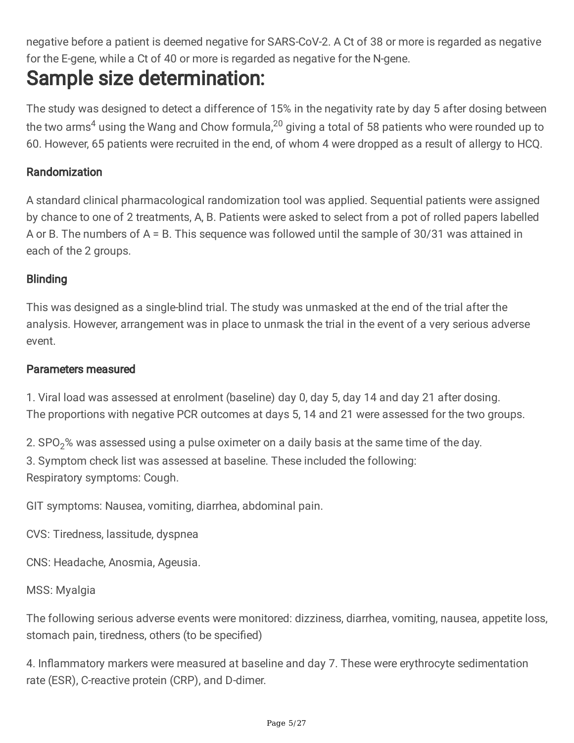negative before a patient is deemed negative for SARS-CoV-2. A Ct of 38 or more is regarded as negative for the E-gene, while a Ct of 40 or more is regarded as negative for the N-gene.

# Sample size determination:

The study was designed to detect a difference of 15% in the negativity rate by day 5 after dosing between the two arms[4] using the Wang and Chow formula,[20] giving a total of 58 patients who were rounded up to 60. However, 65 patients were recruited in the end, of whom 4 were dropped as a result of allergy to HCQ.

### Randomization

A standard clinical pharmacological randomization tool was applied. Sequential patients were assigned by chance to one of 2 treatments, A, B. Patients were asked to select from a pot of rolled papers labelled A or B. The numbers of A = B. This sequence was followed until the sample of 30/31 was attained in each of the 2 groups.

### Blinding

This was designed as a single-blind trial. The study was unmasked at the end of the trial after the analysis. However, arrangement was in place to unmask the trial in the event of a very serious adverse event.

### Parameters measured

1. Viral load was assessed at enrolment (baseline) day 0, day 5, day 14 and day 21 after dosing.
The proportions with negative PCR outcomes at days 5, 14 and 21 were assessed for the two groups.

2. $SPO_2$% was assessed using a pulse oximeter on a daily basis at the same time of the day.
3. Symptom check list was assessed at baseline. These included the following:
Respiratory symptoms: Cough.

GIT symptoms: Nausea, vomiting, diarrhea, abdominal pain.

CVS: Tiredness, lassitude, dyspnea

CNS: Headache, Anosmia, Ageusia.

MSS: Myalgia

The following serious adverse events were monitored: dizziness, diarrhea, vomiting, nausea, appetite loss, stomach pain, tiredness, others (to be specified)

4. Inflammatory markers were measured at baseline and day 7. These were erythrocyte sedimentation rate (ESR), C-reactive protein (CRP), and D-dimer.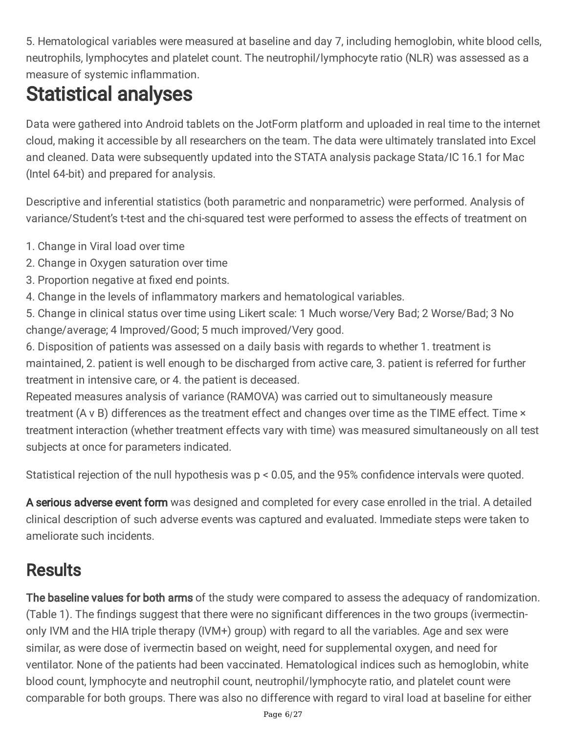5. Hematological variables were measured at baseline and day 7, including hemoglobin, white blood cells, neutrophils, lymphocytes and platelet count. The neutrophil/lymphocyte ratio (NLR) was assessed as a measure of systemic inflammation.

# Statistical analyses

Data were gathered into Android tablets on the JotForm platform and uploaded in real time to the internet cloud, making it accessible by all researchers on the team. The data were ultimately translated into Excel and cleaned. Data were subsequently updated into the STATA analysis package Stata/IC 16.1 for Mac (Intel 64-bit) and prepared for analysis.

Descriptive and inferential statistics (both parametric and nonparametric) were performed. Analysis of variance/Student's t-test and the chi-squared test were performed to assess the effects of treatment on

1. Change in Viral load over time
2. Change in Oxygen saturation over time
3. Proportion negative at fixed end points.
4. Change in the levels of inflammatory markers and hematological variables.
5. Change in clinical status over time using Likert scale: 1 Much worse/Very Bad; 2 Worse/Bad; 3 No change/average; 4 Improved/Good; 5 much improved/Very good.
6. Disposition of patients was assessed on a daily basis with regards to whether 1. treatment is maintained, 2. patient is well enough to be discharged from active care, 3. patient is referred for further treatment in intensive care, or 4. the patient is deceased.

Repeated measures analysis of variance (RAMOVA) was carried out to simultaneously measure treatment (A v B) differences as the treatment effect and changes over time as the TIME effect. Time × treatment interaction (whether treatment effects vary with time) was measured simultaneously on all test subjects at once for parameters indicated.

Statistical rejection of the null hypothesis was $p < 0.05$, and the 95% confidence intervals were quoted.

**A serious adverse event form** was designed and completed for every case enrolled in the trial. A detailed clinical description of such adverse events was captured and evaluated. Immediate steps were taken to ameliorate such incidents.

## Results

**The baseline values for both arms** of the study were compared to assess the adequacy of randomization. (Table 1). The findings suggest that there were no significant differences in the two groups (ivermectin-only IVM and the HIA triple therapy (IVM+) group) with regard to all the variables. Age and sex were similar, as were dose of ivermectin based on weight, need for supplemental oxygen, and need for ventilator. None of the patients had been vaccinated. Hematological indices such as hemoglobin, white blood count, lymphocyte and neutrophil count, neutrophil/lymphocyte ratio, and platelet count were comparable for both groups. There was also no difference with regard to viral load at baseline for either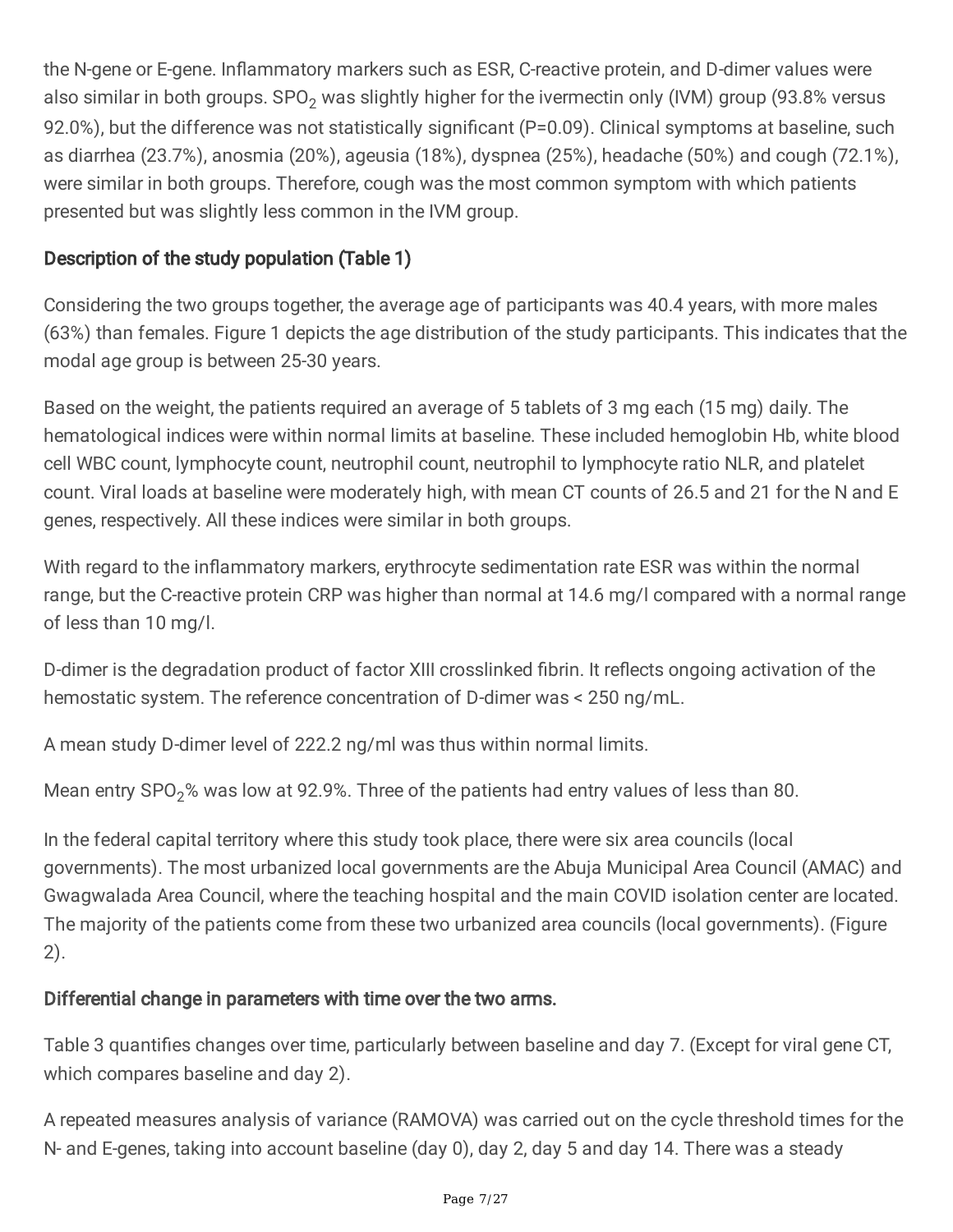the N-gene or E-gene. Inflammatory markers such as ESR, C-reactive protein, and D-dimer values were also similar in both groups. $SPO_2$ was slightly higher for the ivermectin only (IVM) group (93.8% versus 92.0%), but the difference was not statistically significant (P=0.09). Clinical symptoms at baseline, such as diarrhea (23.7%), anosmia (20%), ageusia (18%), dyspnea (25%), headache (50%) and cough (72.1%), were similar in both groups. Therefore, cough was the most common symptom with which patients presented but was slightly less common in the IVM group.

## Description of the study population (Table 1)

Considering the two groups together, the average age of participants was 40.4 years, with more males (63%) than females. Figure 1 depicts the age distribution of the study participants. This indicates that the modal age group is between 25-30 years.

Based on the weight, the patients required an average of 5 tablets of 3 mg each (15 mg) daily. The hematological indices were within normal limits at baseline. These included hemoglobin Hb, white blood cell WBC count, lymphocyte count, neutrophil count, neutrophil to lymphocyte ratio NLR, and platelet count. Viral loads at baseline were moderately high, with mean CT counts of 26.5 and 21 for the N and E genes, respectively. All these indices were similar in both groups.

With regard to the inflammatory markers, erythrocyte sedimentation rate ESR was within the normal range, but the C-reactive protein CRP was higher than normal at 14.6 mg/l compared with a normal range of less than 10 mg/l.

D-dimer is the degradation product of factor XIII crosslinked fibrin. It reflects ongoing activation of the hemostatic system. The reference concentration of D-dimer was < 250 ng/mL.

A mean study D-dimer level of 222.2 ng/ml was thus within normal limits.

Mean entry $SPO_2$% was low at 92.9%. Three of the patients had entry values of less than 80.

In the federal capital territory where this study took place, there were six area councils (local governments). The most urbanized local governments are the Abuja Municipal Area Council (AMAC) and Gwagwalada Area Council, where the teaching hospital and the main COVID isolation center are located. The majority of the patients come from these two urbanized area councils (local governments). (Figure 2).

## Differential change in parameters with time over the two arms.

Table 3 quantifies changes over time, particularly between baseline and day 7. (Except for viral gene CT, which compares baseline and day 2).

A repeated measures analysis of variance (RAMOVA) was carried out on the cycle threshold times for the N- and E-genes, taking into account baseline (day 0), day 2, day 5 and day 14. There was a steady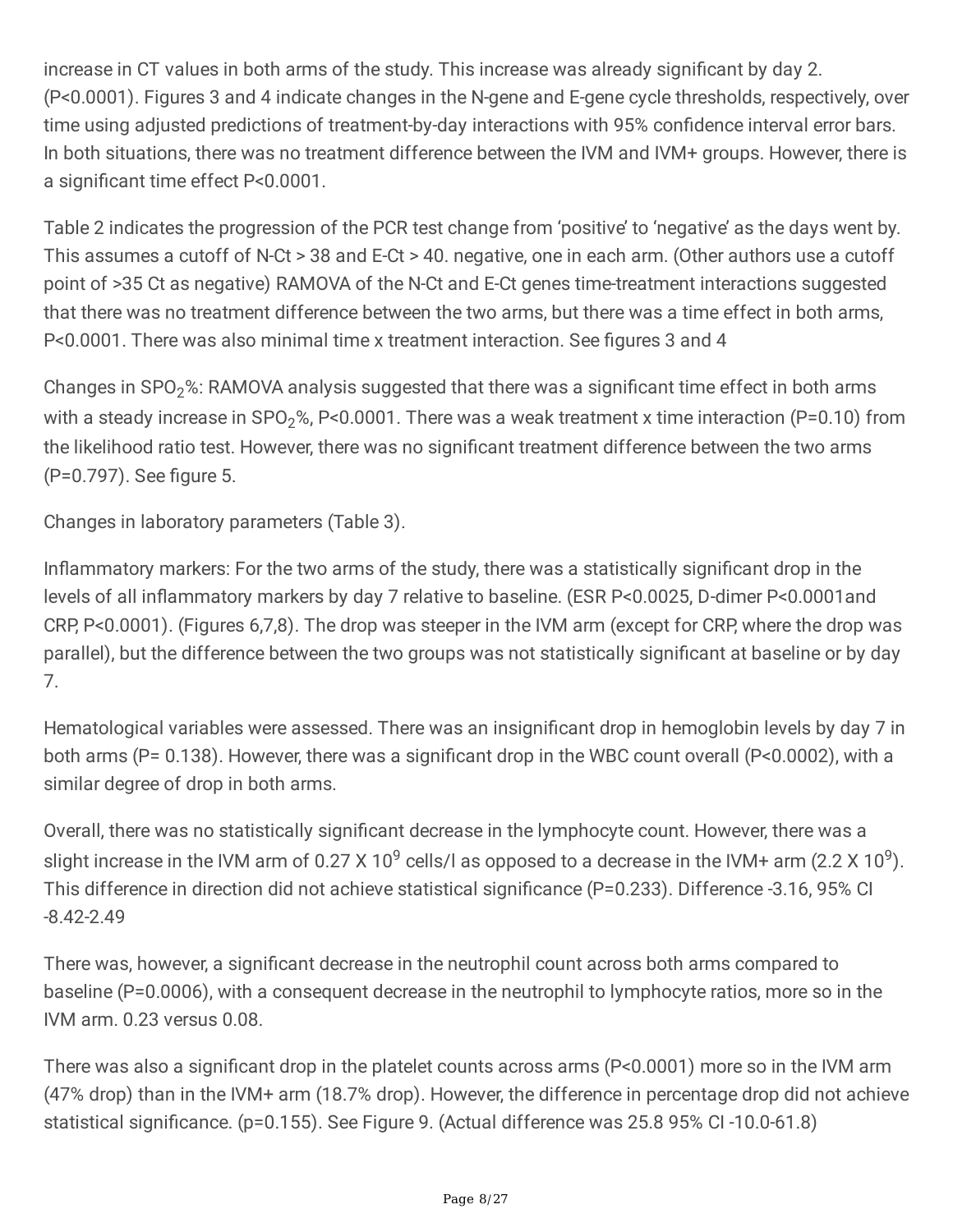increase in CT values in both arms of the study. This increase was already significant by day 2. ($P<0.0001$). Figures 3 and 4 indicate changes in the N-gene and E-gene cycle thresholds, respectively, over time using adjusted predictions of treatment-by-day interactions with 95% confidence interval error bars. In both situations, there was no treatment difference between the IVM and IVM+ groups. However, there is a significant time effect $P<0.0001$.

Table 2 indicates the progression of the PCR test change from 'positive' to 'negative' as the days went by. This assumes a cutoff of N-Ct > 38 and E-Ct > 40. negative, one in each arm. (Other authors use a cutoff point of >35 Ct as negative) RAMOVA of the N-Ct and E-Ct genes time-treatment interactions suggested that there was no treatment difference between the two arms, but there was a time effect in both arms, $P<0.0001$. There was also minimal time x treatment interaction. See figures 3 and 4

Changes in $SPO_2$%: RAMOVA analysis suggested that there was a significant time effect in both arms with a steady increase in $SPO_2$%, $P<0.0001$. There was a weak treatment x time interaction ($P=0.10$) from the likelihood ratio test. However, there was no significant treatment difference between the two arms ($P=0.797$). See figure 5.

Changes in laboratory parameters (Table 3).

Inflammatory markers: For the two arms of the study, there was a statistically significant drop in the levels of all inflammatory markers by day 7 relative to baseline. (ESR $P<0.0025$, D-dimer $P<0.0001$and CRP, $P<0.0001$). (Figures 6,7,8). The drop was steeper in the IVM arm (except for CRP, where the drop was parallel), but the difference between the two groups was not statistically significant at baseline or by day 7.

Hematological variables were assessed. There was an insignificant drop in hemoglobin levels by day 7 in both arms ($P= 0.138$). However, there was a significant drop in the WBC count overall ($P<0.0002$), with a similar degree of drop in both arms.

Overall, there was no statistically significant decrease in the lymphocyte count. However, there was a slight increase in the IVM arm of $0.27 \times 10^9$ cells/l as opposed to a decrease in the IVM+ arm ($2.2 \times 10^9$). This difference in direction did not achieve statistical significance ($P=0.233$). Difference -3.16, 95% CI -8.42-2.49

There was, however, a significant decrease in the neutrophil count across both arms compared to baseline ($P=0.0006$), with a consequent decrease in the neutrophil to lymphocyte ratios, more so in the IVM arm. 0.23 versus 0.08.

There was also a significant drop in the platelet counts across arms ($P<0.0001$) more so in the IVM arm (47% drop) than in the IVM+ arm (18.7% drop). However, the difference in percentage drop did not achieve statistical significance. ($p=0.155$). See Figure 9. (Actual difference was 25.8 95% CI -10.0-61.8)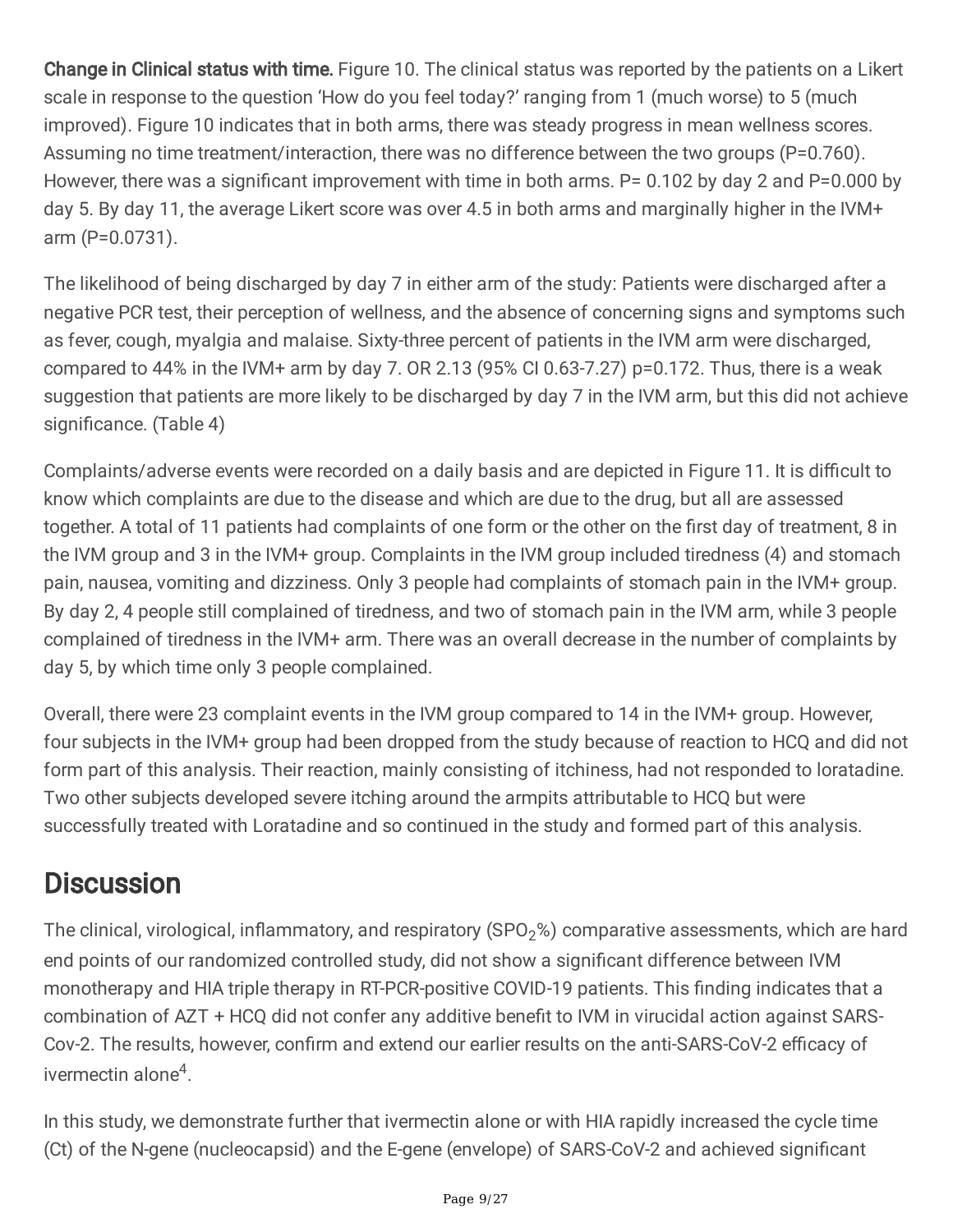**Change in Clinical status with time.** Figure 10. The clinical status was reported by the patients on a Likert scale in response to the question 'How do you feel today?' ranging from 1 (much worse) to 5 (much improved). Figure 10 indicates that in both arms, there was steady progress in mean wellness scores. Assuming no time treatment/interaction, there was no difference between the two groups (P=0.760). However, there was a significant improvement with time in both arms. P= 0.102 by day 2 and P=0.000 by day 5. By day 11, the average Likert score was over 4.5 in both arms and marginally higher in the IVM+ arm (P=0.0731).

The likelihood of being discharged by day 7 in either arm of the study: Patients were discharged after a negative PCR test, their perception of wellness, and the absence of concerning signs and symptoms such as fever, cough, myalgia and malaise. Sixty-three percent of patients in the IVM arm were discharged, compared to 44% in the IVM+ arm by day 7. OR 2.13 (95% CI 0.63-7.27) p=0.172. Thus, there is a weak suggestion that patients are more likely to be discharged by day 7 in the IVM arm, but this did not achieve significance. (Table 4)

Complaints/adverse events were recorded on a daily basis and are depicted in Figure 11. It is difficult to know which complaints are due to the disease and which are due to the drug, but all are assessed together. A total of 11 patients had complaints of one form or the other on the first day of treatment, 8 in the IVM group and 3 in the IVM+ group. Complaints in the IVM group included tiredness (4) and stomach pain, nausea, vomiting and dizziness. Only 3 people had complaints of stomach pain in the IVM+ group. By day 2, 4 people still complained of tiredness, and two of stomach pain in the IVM arm, while 3 people complained of tiredness in the IVM+ arm. There was an overall decrease in the number of complaints by day 5, by which time only 3 people complained.

Overall, there were 23 complaint events in the IVM group compared to 14 in the IVM+ group. However, four subjects in the IVM+ group had been dropped from the study because of reaction to HCQ and did not form part of this analysis. Their reaction, mainly consisting of itchiness, had not responded to loratadine. Two other subjects developed severe itching around the armpits attributable to HCQ but were successfully treated with Loratadine and so continued in the study and formed part of this analysis.

# Discussion

The clinical, virological, inflammatory, and respiratory ($SPO_2$%) comparative assessments, which are hard end points of our randomized controlled study, did not show a significant difference between IVM monotherapy and HIA triple therapy in RT-PCR-positive COVID-19 patients. This finding indicates that a combination of AZT + HCQ did not confer any additive benefit to IVM in virucidal action against SARS-Cov-2. The results, however, confirm and extend our earlier results on the anti-SARS-CoV-2 efficacy of ivermectin alone[4].

In this study, we demonstrate further that ivermectin alone or with HIA rapidly increased the cycle time (Ct) of the N-gene (nucleocapsid) and the E-gene (envelope) of SARS-CoV-2 and achieved significant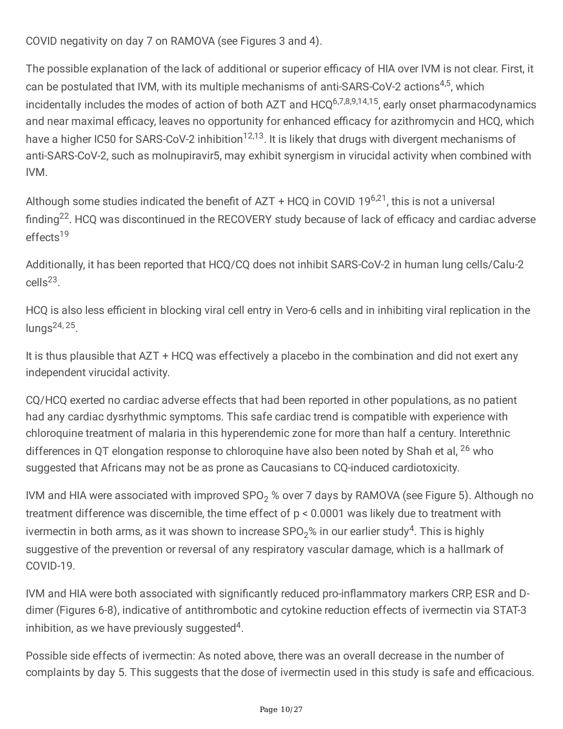COVID negativity on day 7 on RAMOVA (see Figures 3 and 4).

The possible explanation of the lack of additional or superior efficacy of HIA over IVM is not clear. First, it can be postulated that IVM, with its multiple mechanisms of anti-SARS-CoV-2 actions[4,5], which incidentally includes the modes of action of both AZT and HCQ[6,7,8,9,14,15], early onset pharmacodynamics and near maximal efficacy, leaves no opportunity for enhanced efficacy for azithromycin and HCQ, which have a higher IC50 for SARS-CoV-2 inhibition[12,13]. It is likely that drugs with divergent mechanisms of anti-SARS-CoV-2, such as molnupiravir5, may exhibit synergism in virucidal activity when combined with IVM.

Although some studies indicated the benefit of AZT + HCQ in COVID 19[6,21], this is not a universal finding[22]. HCQ was discontinued in the RECOVERY study because of lack of efficacy and cardiac adverse effects[19]

Additionally, it has been reported that HCQ/CQ does not inhibit SARS-CoV-2 in human lung cells/Calu-2 cells[23].

HCQ is also less efficient in blocking viral cell entry in Vero-6 cells and in inhibiting viral replication in the lungs[24, 25].

It is thus plausible that AZT + HCQ was effectively a placebo in the combination and did not exert any independent virucidal activity.

CQ/HCQ exerted no cardiac adverse effects that had been reported in other populations, as no patient had any cardiac dysrhythmic symptoms. This safe cardiac trend is compatible with experience with chloroquine treatment of malaria in this hyperendemic zone for more than half a century. Interethnic differences in QT elongation response to chloroquine have also been noted by Shah et al, [26] who suggested that Africans may not be as prone as Caucasians to CQ-induced cardiotoxicity.

IVM and HIA were associated with improved $SPO_2$ % over 7 days by RAMOVA (see Figure 5). Although no treatment difference was discernible, the time effect of $p < 0.0001$ was likely due to treatment with ivermectin in both arms, as it was shown to increase $SPO_2$% in our earlier study[4]. This is highly suggestive of the prevention or reversal of any respiratory vascular damage, which is a hallmark of COVID-19.

IVM and HIA were both associated with significantly reduced pro-inflammatory markers CRP, ESR and D-dimer (Figures 6-8), indicative of antithrombotic and cytokine reduction effects of ivermectin via STAT-3 inhibition, as we have previously suggested[4].

Possible side effects of ivermectin: As noted above, there was an overall decrease in the number of complaints by day 5. This suggests that the dose of ivermectin used in this study is safe and efficacious.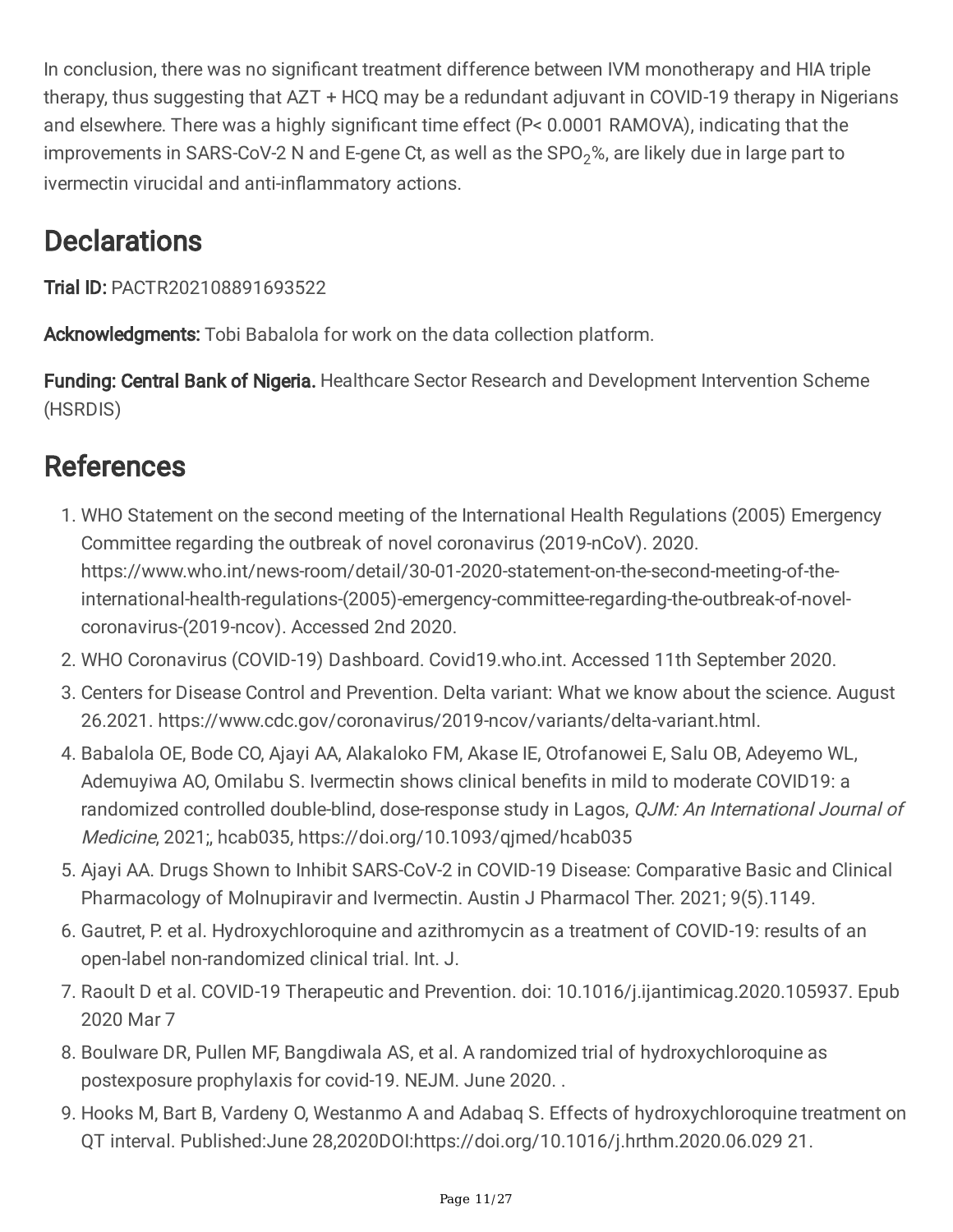In conclusion, there was no significant treatment difference between IVM monotherapy and HIA triple therapy, thus suggesting that AZT + HCQ may be a redundant adjuvant in COVID-19 therapy in Nigerians and elsewhere. There was a highly significant time effect (P< 0.0001 RAMOVA), indicating that the improvements in SARS-CoV-2 N and E-gene Ct, as well as the $SPO_2$%, are likely due in large part to ivermectin virucidal and anti-inflammatory actions.

## Declarations

**Trial ID:** PACTR202108891693522

**Acknowledgments:** Tobi Babalola for work on the data collection platform.

**Funding: Central Bank of Nigeria.** Healthcare Sector Research and Development Intervention Scheme (HSRDIS)

## References

1. WHO Statement on the second meeting of the International Health Regulations (2005) Emergency Committee regarding the outbreak of novel coronavirus (2019-nCoV). 2020. https://www.who.int/news-room/detail/30-01-2020-statement-on-the-second-meeting-of-the-international-health-regulations-(2005)-emergency-committee-regarding-the-outbreak-of-novel-coronavirus-(2019-ncov). Accessed 2nd 2020.
2. WHO Coronavirus (COVID-19) Dashboard. Covid19.who.int. Accessed 11th September 2020.
3. Centers for Disease Control and Prevention. Delta variant: What we know about the science. August 26.2021. https://www.cdc.gov/coronavirus/2019-ncov/variants/delta-variant.html.
4. Babalola OE, Bode CO, Ajayi AA, Alakaloko FM, Akase IE, Otrofanowei E, Salu OB, Adeyemo WL, Ademuyiwa AO, Omilabu S. Ivermectin shows clinical benefits in mild to moderate COVID19: a randomized controlled double-blind, dose-response study in Lagos, *QJM: An International Journal of Medicine*, 2021;, hcab035, https://doi.org/10.1093/qjmed/hcab035
5. Ajayi AA. Drugs Shown to Inhibit SARS-CoV-2 in COVID-19 Disease: Comparative Basic and Clinical Pharmacology of Molnupiravir and Ivermectin. Austin J Pharmacol Ther. 2021; 9(5).1149.
6. Gautret, P. et al. Hydroxychloroquine and azithromycin as a treatment of COVID-19: results of an open-label non-randomized clinical trial. Int. J.
7. Raoult D et al. COVID-19 Therapeutic and Prevention. doi: 10.1016/j.ijantimicag.2020.105937. Epub 2020 Mar 7
8. Boulware DR, Pullen MF, Bangdiwala AS, et al. A randomized trial of hydroxychloroquine as postexposure prophylaxis for covid-19. NEJM. June 2020. .
9. Hooks M, Bart B, Vardeny O, Westanmo A and Adabaq S. Effects of hydroxychloroquine treatment on QT interval. Published:June 28,2020DOI:https://doi.org/10.1016/j.hrthm.2020.06.029 21.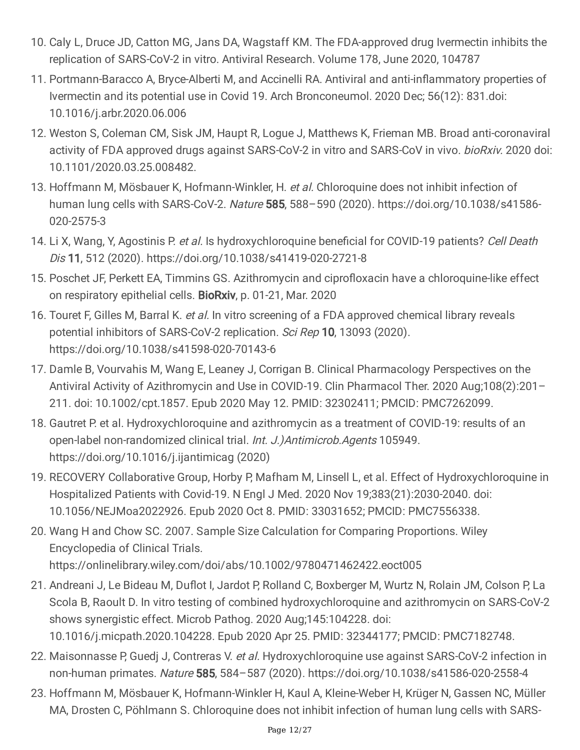10. Caly L, Druce JD, Catton MG, Jans DA, Wagstaff KM. The FDA-approved drug Ivermectin inhibits the replication of SARS-CoV-2 in vitro. Antiviral Research. Volume 178, June 2020, 104787
11. Portmann-Baracco A, Bryce-Alberti M, and Accinelli RA. Antiviral and anti-inflammatory properties of Ivermectin and its potential use in Covid 19. Arch Bronconeumol. 2020 Dec; 56(12): 831.doi: 10.1016/j.arbr.2020.06.006
12. Weston S, Coleman CM, Sisk JM, Haupt R, Logue J, Matthews K, Frieman MB. Broad anti-coronaviral activity of FDA approved drugs against SARS-CoV-2 in vitro and SARS-CoV in vivo. *bioRxiv.* 2020 doi: 10.1101/2020.03.25.008482.
13. Hoffmann M, Mösbauer K, Hofmann-Winkler, H. *et al.* Chloroquine does not inhibit infection of human lung cells with SARS-CoV-2. *Nature* **585**, 588–590 (2020). https://doi.org/10.1038/s41586-020-2575-3
14. Li X, Wang, Y, Agostinis P. *et al.* Is hydroxychloroquine beneficial for COVID-19 patients? *Cell Death Dis* **11**, 512 (2020). https://doi.org/10.1038/s41419-020-2721-8
15. Poschet JF, Perkett EA, Timmins GS. Azithromycin and ciprofloxacin have a chloroquine-like effect on respiratory epithelial cells. **BioRxiv**, p. 01-21, Mar. 2020
16. Touret F, Gilles M, Barral K. *et al.* In vitro screening of a FDA approved chemical library reveals potential inhibitors of SARS-CoV-2 replication. *Sci Rep* **10**, 13093 (2020). https://doi.org/10.1038/s41598-020-70143-6
17. Damle B, Vourvahis M, Wang E, Leaney J, Corrigan B. Clinical Pharmacology Perspectives on the Antiviral Activity of Azithromycin and Use in COVID-19. Clin Pharmacol Ther. 2020 Aug;108(2):201–211. doi: 10.1002/cpt.1857. Epub 2020 May 12. PMID: 32302411; PMCID: PMC7262099.
18. Gautret P. et al. Hydroxychloroquine and azithromycin as a treatment of COVID-19: results of an open-label non-randomized clinical trial. *Int. J.)Antimicrob.Agents* 105949. https://doi.org/10.1016/j.ijantimicag (2020)
19. RECOVERY Collaborative Group, Horby P, Mafham M, Linsell L, et al. Effect of Hydroxychloroquine in Hospitalized Patients with Covid-19. N Engl J Med. 2020 Nov 19;383(21):2030-2040. doi: 10.1056/NEJMoa2022926. Epub 2020 Oct 8. PMID: 33031652; PMCID: PMC7556338.
20. Wang H and Chow SC. 2007. Sample Size Calculation for Comparing Proportions. Wiley Encyclopedia of Clinical Trials. https://onlinelibrary.wiley.com/doi/abs/10.1002/9780471462422.eoct005
21. Andreani J, Le Bideau M, Duflot I, Jardot P, Rolland C, Boxberger M, Wurtz N, Rolain JM, Colson P, La Scola B, Raoult D. In vitro testing of combined hydroxychloroquine and azithromycin on SARS-CoV-2 shows synergistic effect. Microb Pathog. 2020 Aug;145:104228. doi: 10.1016/j.micpath.2020.104228. Epub 2020 Apr 25. PMID: 32344177; PMCID: PMC7182748.
22. Maisonnasse P, Guedj J, Contreras V. *et al.* Hydroxychloroquine use against SARS-CoV-2 infection in non-human primates. *Nature* **585**, 584–587 (2020). https://doi.org/10.1038/s41586-020-2558-4
23. Hoffmann M, Mösbauer K, Hofmann-Winkler H, Kaul A, Kleine-Weber H, Krüger N, Gassen NC, Müller MA, Drosten C, Pöhlmann S. Chloroquine does not inhibit infection of human lung cells with SARS-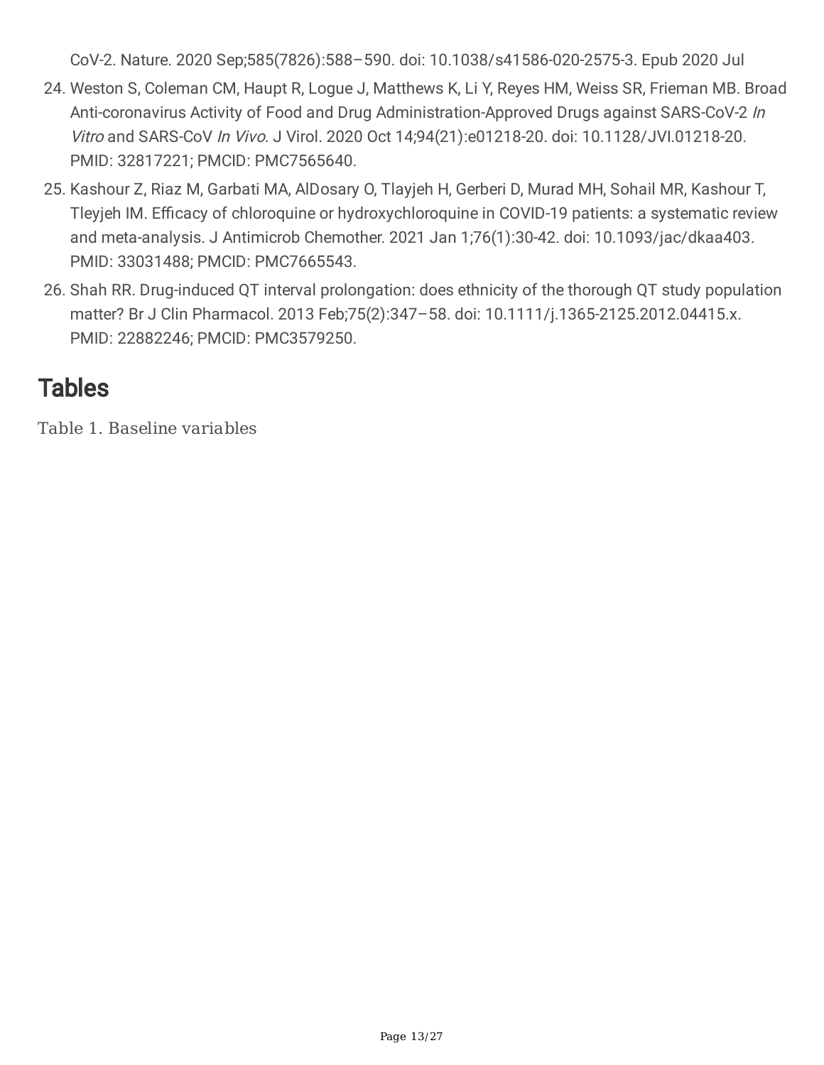CoV-2. Nature. 2020 Sep;585(7826):588–590. doi: 10.1038/s41586-020-2575-3. Epub 2020 Jul

24. Weston S, Coleman CM, Haupt R, Logue J, Matthews K, Li Y, Reyes HM, Weiss SR, Frieman MB. Broad Anti-coronavirus Activity of Food and Drug Administration-Approved Drugs against SARS-CoV-2 *In Vitro* and SARS-CoV *In Vivo*. J Virol. 2020 Oct 14;94(21):e01218-20. doi: 10.1128/JVI.01218-20. PMID: 32817221; PMCID: PMC7565640.
25. Kashour Z, Riaz M, Garbati MA, AlDosary O, Tlayjeh H, Gerberi D, Murad MH, Sohail MR, Kashour T, Tleyjeh IM. Efficacy of chloroquine or hydroxychloroquine in COVID-19 patients: a systematic review and meta-analysis. J Antimicrob Chemother. 2021 Jan 1;76(1):30-42. doi: 10.1093/jac/dkaa403. PMID: 33031488; PMCID: PMC7665543.
26. Shah RR. Drug-induced QT interval prolongation: does ethnicity of the thorough QT study population matter? Br J Clin Pharmacol. 2013 Feb;75(2):347–58. doi: 10.1111/j.1365-2125.2012.04415.x. PMID: 22882246; PMCID: PMC3579250.

# Tables

Table 1. Baseline variables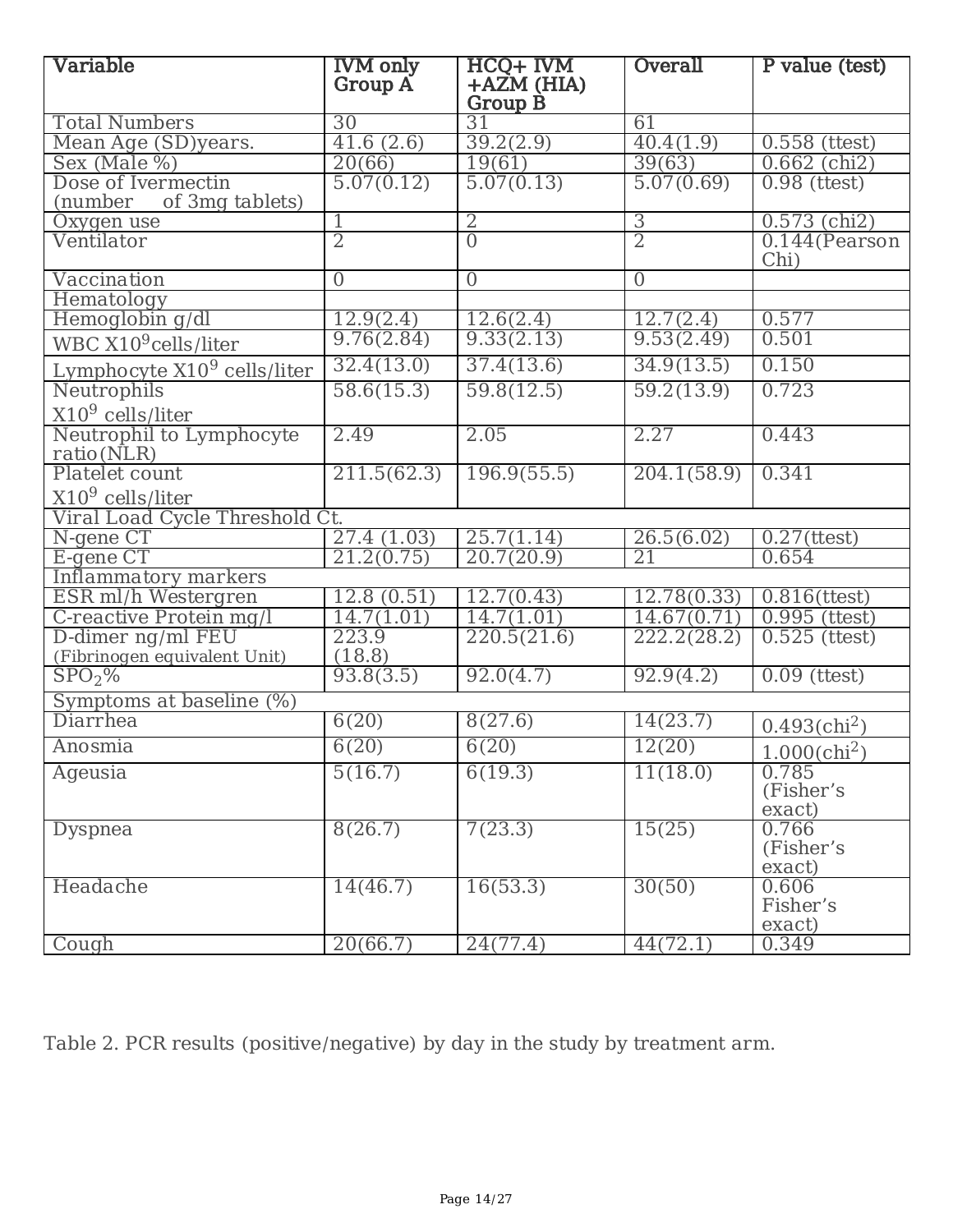| Variable | IVM only Group A | HCQ+ IVM +AZM (HIA) Group B | Overall | P value (test) |
|---|---|---|---|---|
| Total Numbers | 30 | 31 | 61 | |
| Mean Age (SD)years. | 41.6 (2.6) | 39.2(2.9) | 40.4(1.9) | 0.558 (ttest) |
| Sex (Male %) | 20(66) | 19(61) | 39(63) | 0.662 (chi2) |
| Dose of Ivermectin (number of 3mg tablets) | 5.07(0.12) | 5.07(0.13) | 5.07(0.69) | 0.98 (ttest) |
| Oxygen use | 1 | 2 | 3 | 0.573 (chi2) |
| Ventilator | 2 | 0 | 2 | 0.144(Pearson Chi) |
| Vaccination | 0 | 0 | 0 | |
| Hematology | | | | |
| Hemoglobin g/dl | 12.9(2.4) | 12.6(2.4) | 12.7(2.4) | 0.577 |
| WBC $X10^9$cells/liter | 9.76(2.84) | 9.33(2.13) | 9.53(2.49) | 0.501 |
| Lymphocyte $X10^9$ cells/liter | 32.4(13.0) | 37.4(13.6) | 34.9(13.5) | 0.150 |
| Neutrophils $X10^9$ cells/liter | 58.6(15.3) | 59.8(12.5) | 59.2(13.9) | 0.723 |
| Neutrophil to Lymphocyte ratio(NLR) | 2.49 | 2.05 | 2.27 | 0.443 |
| Platelet count $X10^9$ cells/liter | 211.5(62.3) | 196.9(55.5) | 204.1(58.9) | 0.341 |
| Viral Load Cycle Threshold Ct. | | | | |
| N-gene CT | 27.4 (1.03) | 25.7(1.14) | 26.5(6.02) | 0.27(ttest) |
| E-gene CT | 21.2(0.75) | 20.7(20.9) | 21 | 0.654 |
| Inflammatory markers | | | | |
| ESR ml/h Westergren | 12.8 (0.51) | 12.7(0.43) | 12.78(0.33) | 0.816(ttest) |
| C-reactive Protein mg/l | 14.7(1.01) | 14.7(1.01) | 14.67(0.71) | 0.995 (ttest) |
| D-dimer ng/ml FEU (Fibrinogen equivalent Unit) | 223.9 (18.8) | 220.5(21.6) | 222.2(28.2) | 0.525 (ttest) |
| $SPO_2$% | 93.8(3.5) | 92.0(4.7) | 92.9(4.2) | 0.09 (ttest) |
| Symptoms at baseline (%) | | | | |
| Diarrhea | 6(20) | 8(27.6) | 14(23.7) | 0.493($chi^2$) |
| Anosmia | 6(20) | 6(20) | 12(20) | 1.000($chi^2$) |
| Ageusia | 5(16.7) | 6(19.3) | 11(18.0) | 0.785 (Fisher's exact) |
| Dyspnea | 8(26.7) | 7(23.3) | 15(25) | 0.766 (Fisher's exact) |
| Headache | 14(46.7) | 16(53.3) | 30(50) | 0.606 Fisher's exact) |
| Cough | 20(66.7) | 24(77.4) | 44(72.1) | 0.349 |

Table 2. PCR results (positive/negative) by day in the study by treatment arm.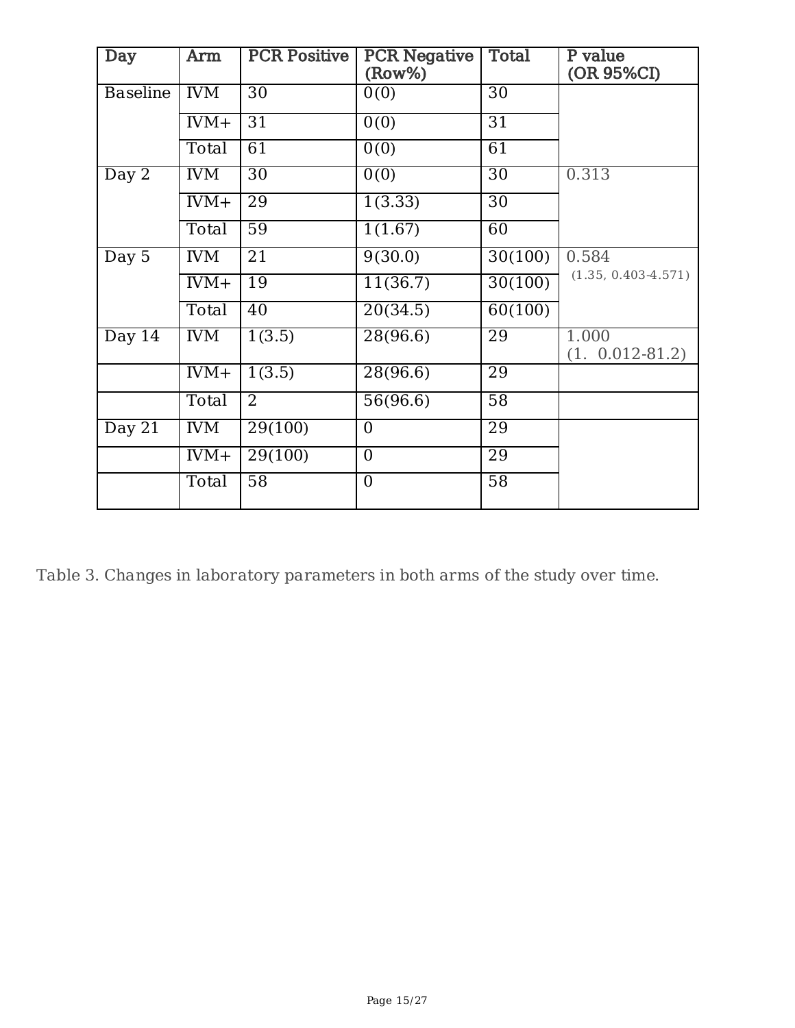| Day | Arm | PCR Positive | PCR Negative (Row%) | Total | P value (OR 95%CI) |
|---|---|---|---|---|---|
| Baseline | IVM | 30 | 0(0) | 30 | |
| | IVM+ | 31 | 0(0) | 31 | |
| | Total | 61 | 0(0) | 61 | |
| Day 2 | IVM | 30 | 0(0) | 30 | 0.313 |
| | IVM+ | 29 | 1(3.33) | 30 | |
| | Total | 59 | 1(1.67) | 60 | |
| Day 5 | IVM | 21 | 9(30.0) | 30(100) | 0.584 (1.35, 0.403-4.571) |
| | IVM+ | 19 | 11(36.7) | 30(100) | |
| | Total | 40 | 20(34.5) | 60(100) | |
| Day 14 | IVM | 1(3.5) | 28(96.6) | 29 | 1.000 (1. 0.012-81.2) |
| | IVM+ | 1(3.5) | 28(96.6) | 29 | |
| | Total | 2 | 56(96.6) | 58 | |
| Day 21 | IVM | 29(100) | 0 | 29 | |
| | IVM+ | 29(100) | 0 | 29 | |
| | Total | 58 | 0 | 58 | |

Table 3. Changes in laboratory parameters in both arms of the study over time.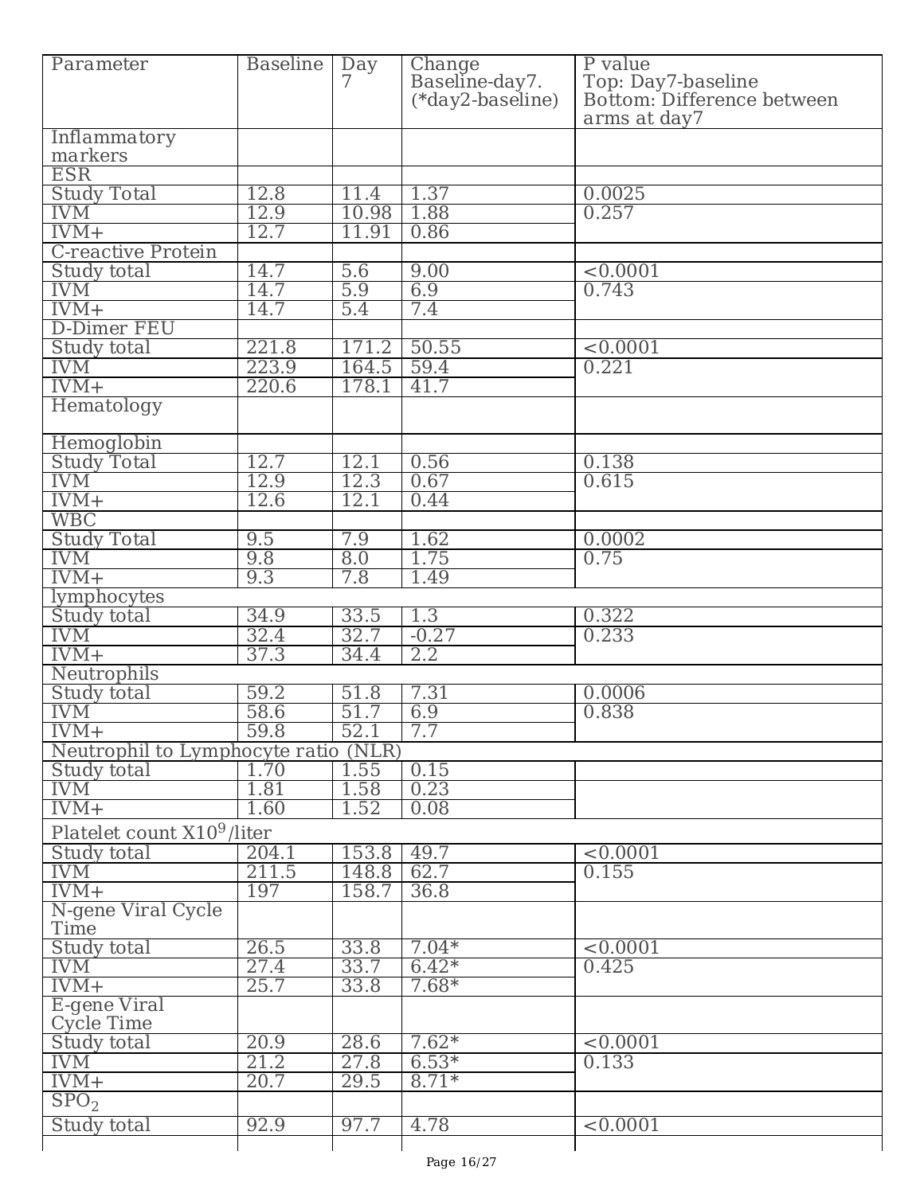| Parameter | Baseline | Day 7 | Change Baseline-day7. (*day2-baseline) | P value Top: Day7-baseline Bottom: Difference between arms at day7 |
|---|---|---|---|---|
| Inflammatory markers | | | | |
| ESR | | | | |
| Study Total | 12.8 | 11.4 | 1.37 | 0.0025 |
| IVM | 12.9 | 10.98 | 1.88 | 0.257 |
| IVM+ | 12.7 | 11.91 | 0.86 | |
| C-reactive Protein | | | | |
| Study total | 14.7 | 5.6 | 9.00 | <0.0001 |
| IVM | 14.7 | 5.9 | 6.9 | 0.743 |
| IVM+ | 14.7 | 5.4 | 7.4 | |
| D-Dimer FEU | | | | |
| Study total | 221.8 | 171.2 | 50.55 | <0.0001 |
| IVM | 223.9 | 164.5 | 59.4 | 0.221 |
| IVM+ | 220.6 | 178.1 | 41.7 | |
| Hematology | | | | |
| Hemoglobin | | | | |
| Study Total | 12.7 | 12.1 | 0.56 | 0.138 |
| IVM | 12.9 | 12.3 | 0.67 | 0.615 |
| IVM+ | 12.6 | 12.1 | 0.44 | |
| WBC | | | | |
| Study Total | 9.5 | 7.9 | 1.62 | 0.0002 |
| IVM | 9.8 | 8.0 | 1.75 | 0.75 |
| IVM+ | 9.3 | 7.8 | 1.49 | |
| lymphocytes | | | | |
| Study total | 34.9 | 33.5 | 1.3 | 0.322 |
| IVM | 32.4 | 32.7 | -0.27 | 0.233 |
| IVM+ | 37.3 | 34.4 | 2.2 | |
| Neutrophils | | | | |
| Study total | 59.2 | 51.8 | 7.31 | 0.0006 |
| IVM | 58.6 | 51.7 | 6.9 | 0.838 |
| IVM+ | 59.8 | 52.1 | 7.7 | |
| Neutrophil to Lymphocyte ratio (NLR) | | | | |
| Study total | 1.70 | 1.55 | 0.15 | |
| IVM | 1.81 | 1.58 | 0.23 | |
| IVM+ | 1.60 | 1.52 | 0.08 | |
| Platelet count $X10^9$/liter | | | | |
| Study total | 204.1 | 153.8 | 49.7 | <0.0001 |
| IVM | 211.5 | 148.8 | 62.7 | 0.155 |
| IVM+ | 197 | 158.7 | 36.8 | |
| N-gene Viral Cycle Time | | | | |
| Study total | 26.5 | 33.8 | 7.04* | <0.0001 |
| IVM | 27.4 | 33.7 | 6.42* | 0.425 |
| IVM+ | 25.7 | 33.8 | 7.68* | |
| E-gene Viral Cycle Time | | | | |
| Study total | 20.9 | 28.6 | 7.62* | <0.0001 |
| IVM | 21.2 | 27.8 | 6.53* | 0.133 |
| IVM+ | 20.7 | 29.5 | 8.71* | |
| $SPO_2$ | | | | |
| Study total | 92.9 | 97.7 | 4.78 | <0.0001 |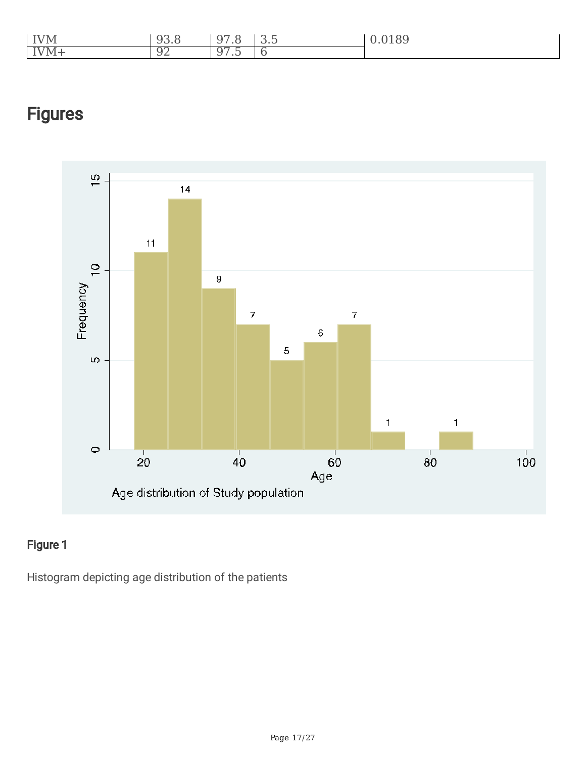| IVM | 93.8 | 97.8 | 3.5 | 0.0189 |
|---|---|---|---|---|
| IVM+ | 92 | 97.5 | 6 | |

# Figures

Figure 1

Histogram depicting age distribution of the patients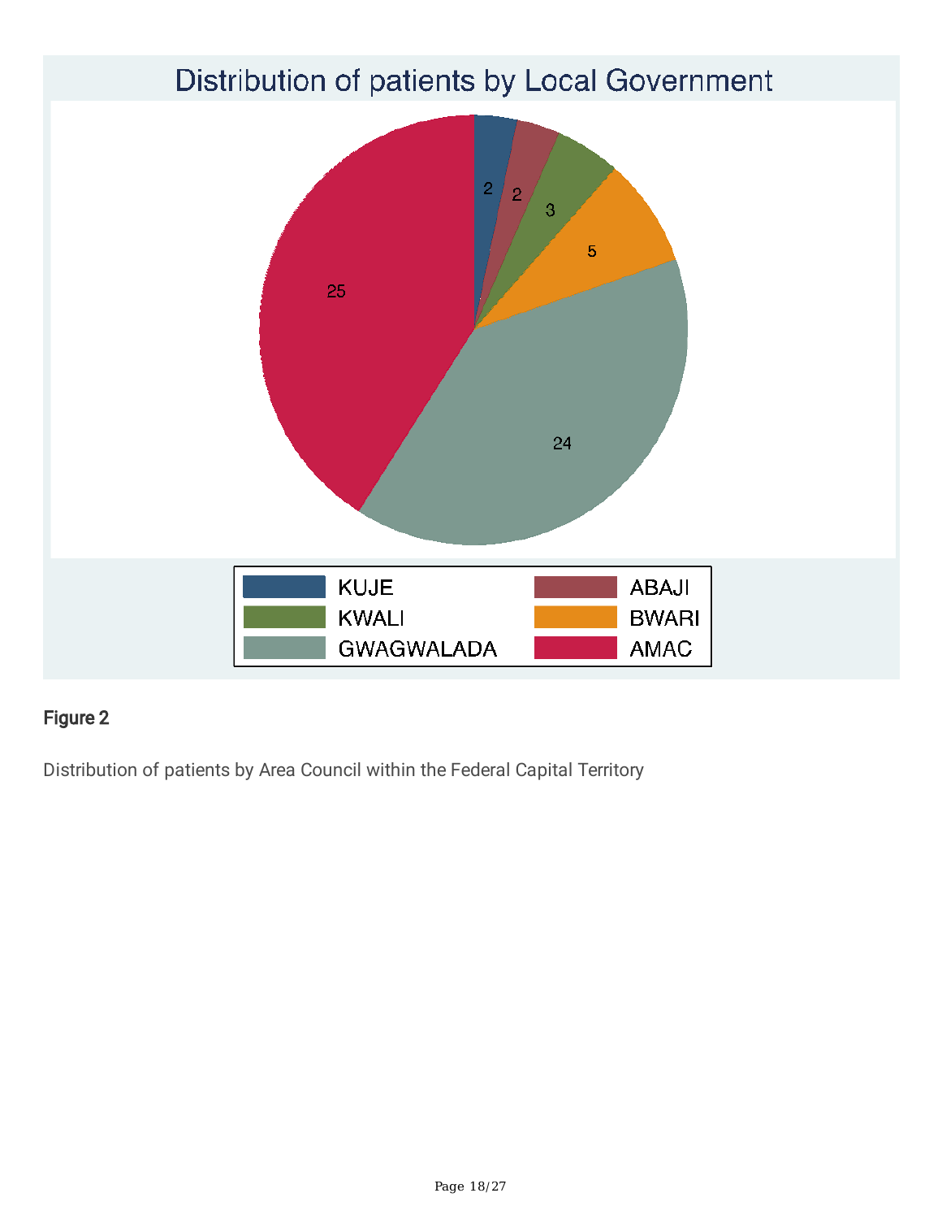**Figure 2**

Distribution of patients by Area Council within the Federal Capital Territory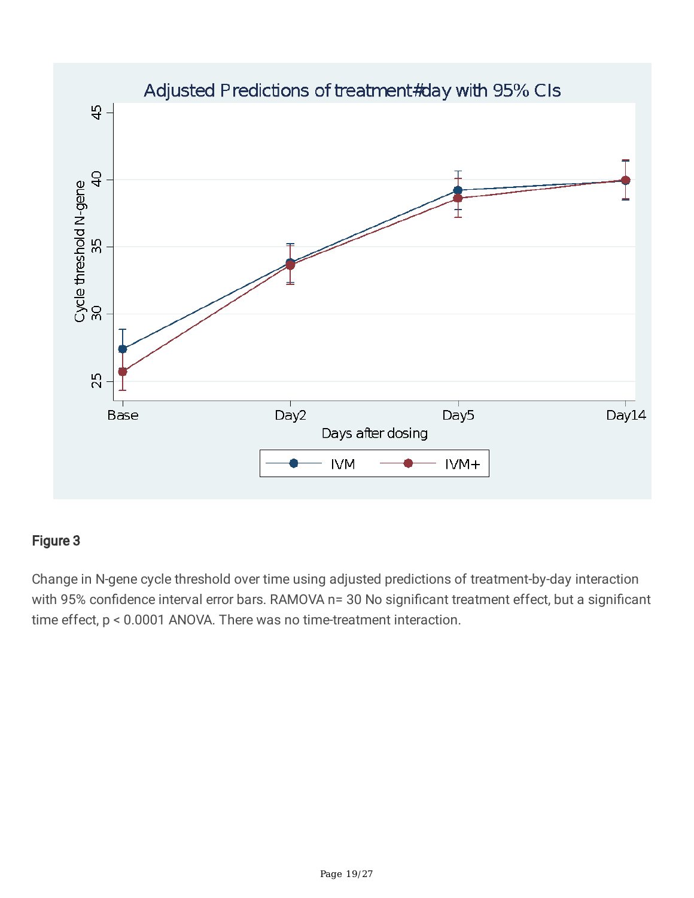## Figure 3

Change in N-gene cycle threshold over time using adjusted predictions of treatment-by-day interaction with 95% confidence interval error bars. RAMOVA n= 30 No significant treatment effect, but a significant time effect, $p < 0.0001$ ANOVA. There was no time-treatment interaction.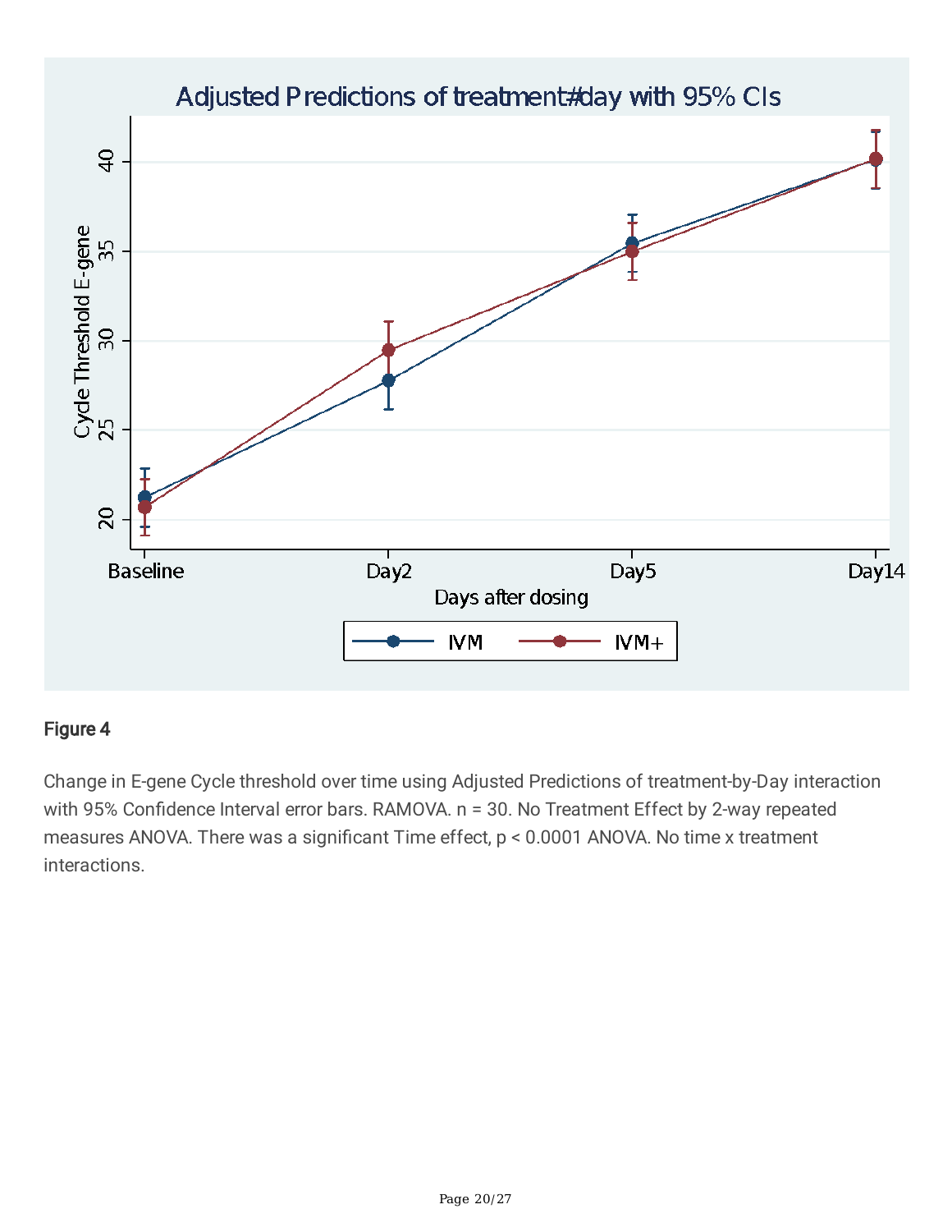**Figure 4**

Change in E-gene Cycle threshold over time using Adjusted Predictions of treatment-by-Day interaction with 95% Confidence Interval error bars. RAMOVA. n = 30. No Treatment Effect by 2-way repeated measures ANOVA. There was a significant Time effect, $p < 0.0001$ ANOVA. No time x treatment interactions.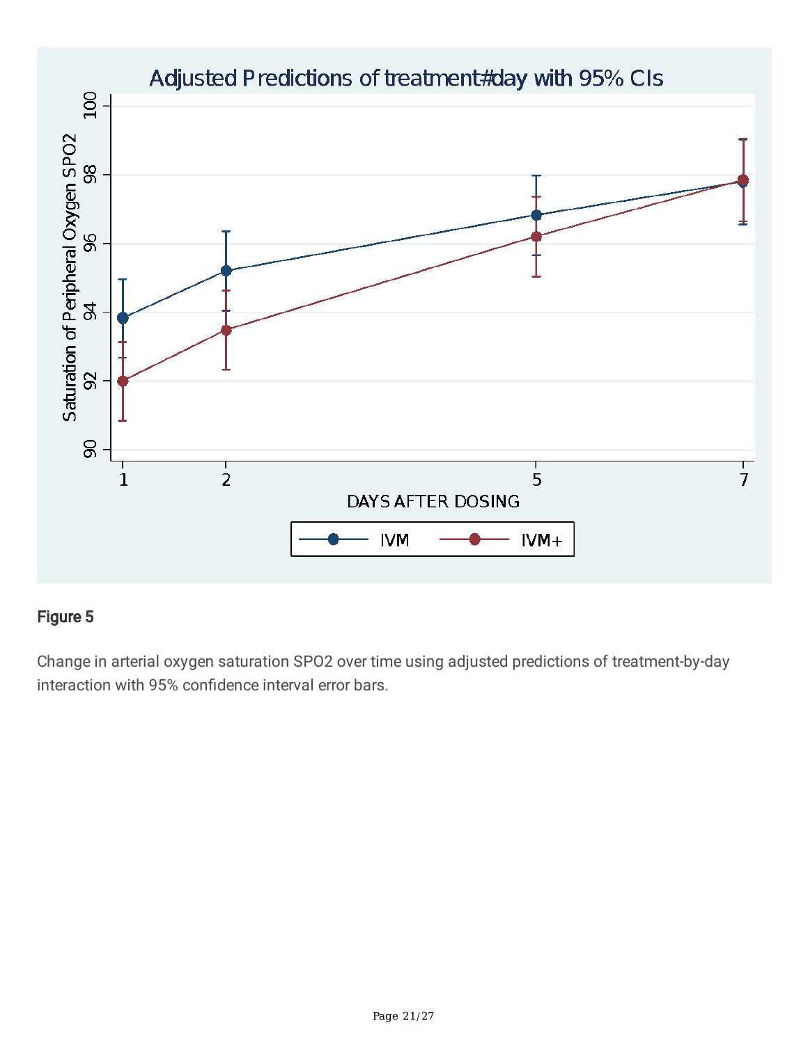**Figure 5**

Change in arterial oxygen saturation SPO2 over time using adjusted predictions of treatment-by-day interaction with 95% confidence interval error bars.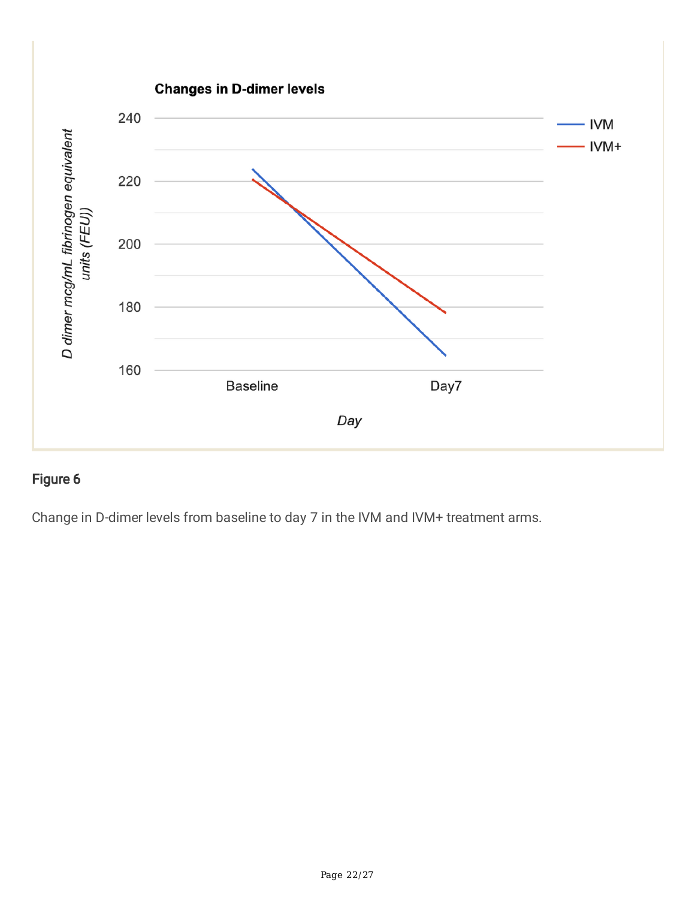## Figure 6

Change in D-dimer levels from baseline to day 7 in the IVM and IVM+ treatment arms.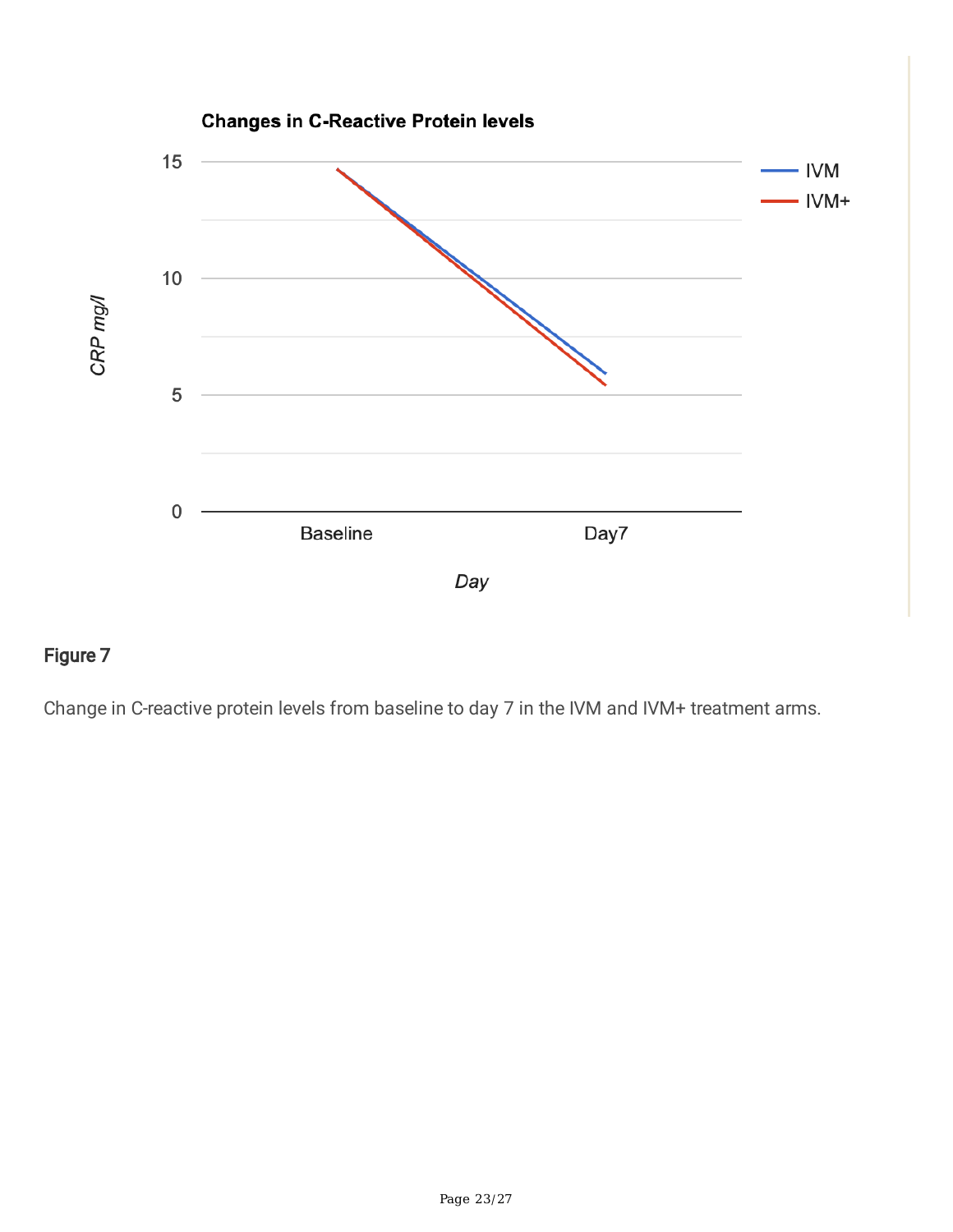Figure 7

Change in C-reactive protein levels from baseline to day 7 in the IVM and IVM+ treatment arms.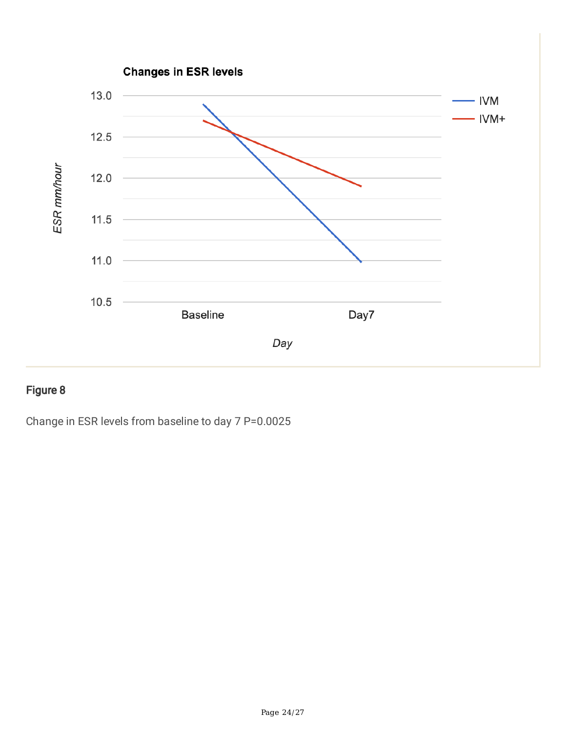## Figure 8

Change in ESR levels from baseline to day 7 P=0.0025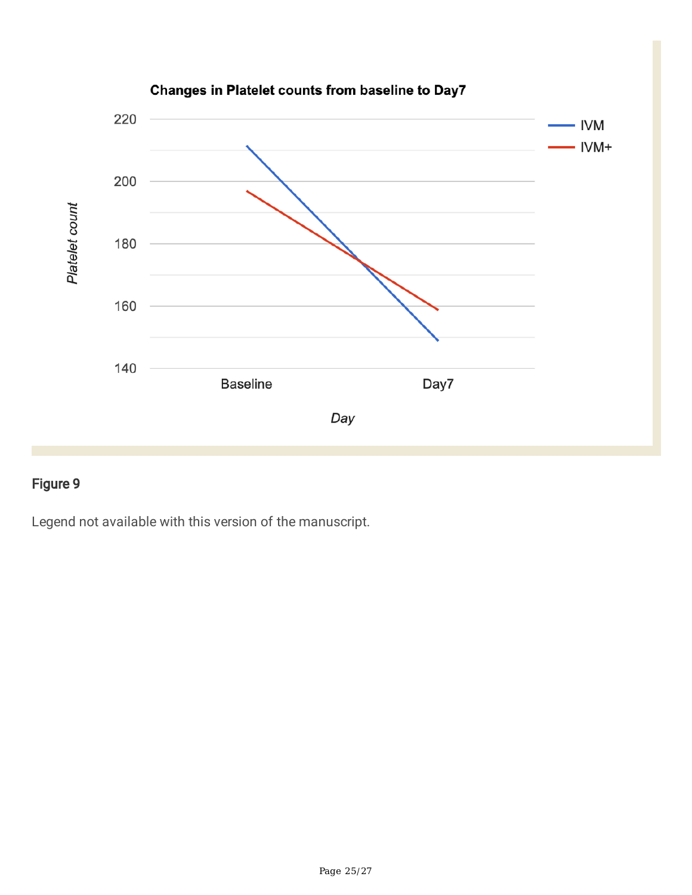## Figure 9

Legend not available with this version of the manuscript.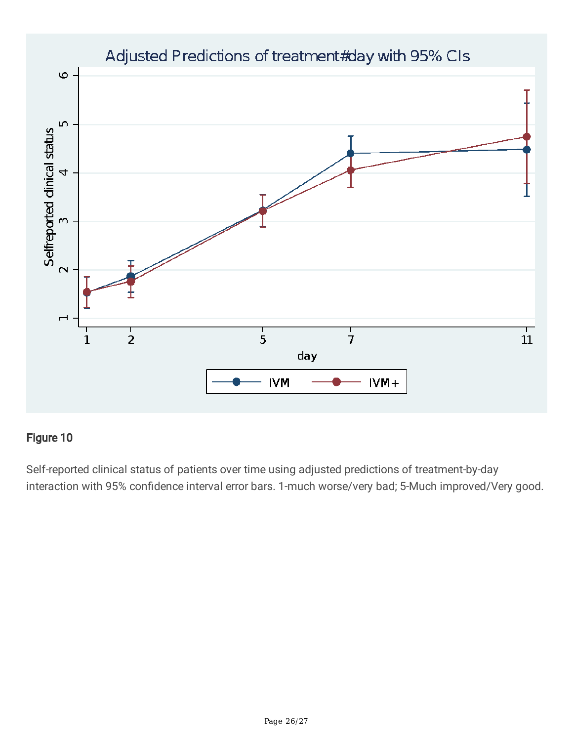**Figure 10**

Self-reported clinical status of patients over time using adjusted predictions of treatment-by-day interaction with 95% confidence interval error bars. 1-much worse/very bad; 5-Much improved/Very good.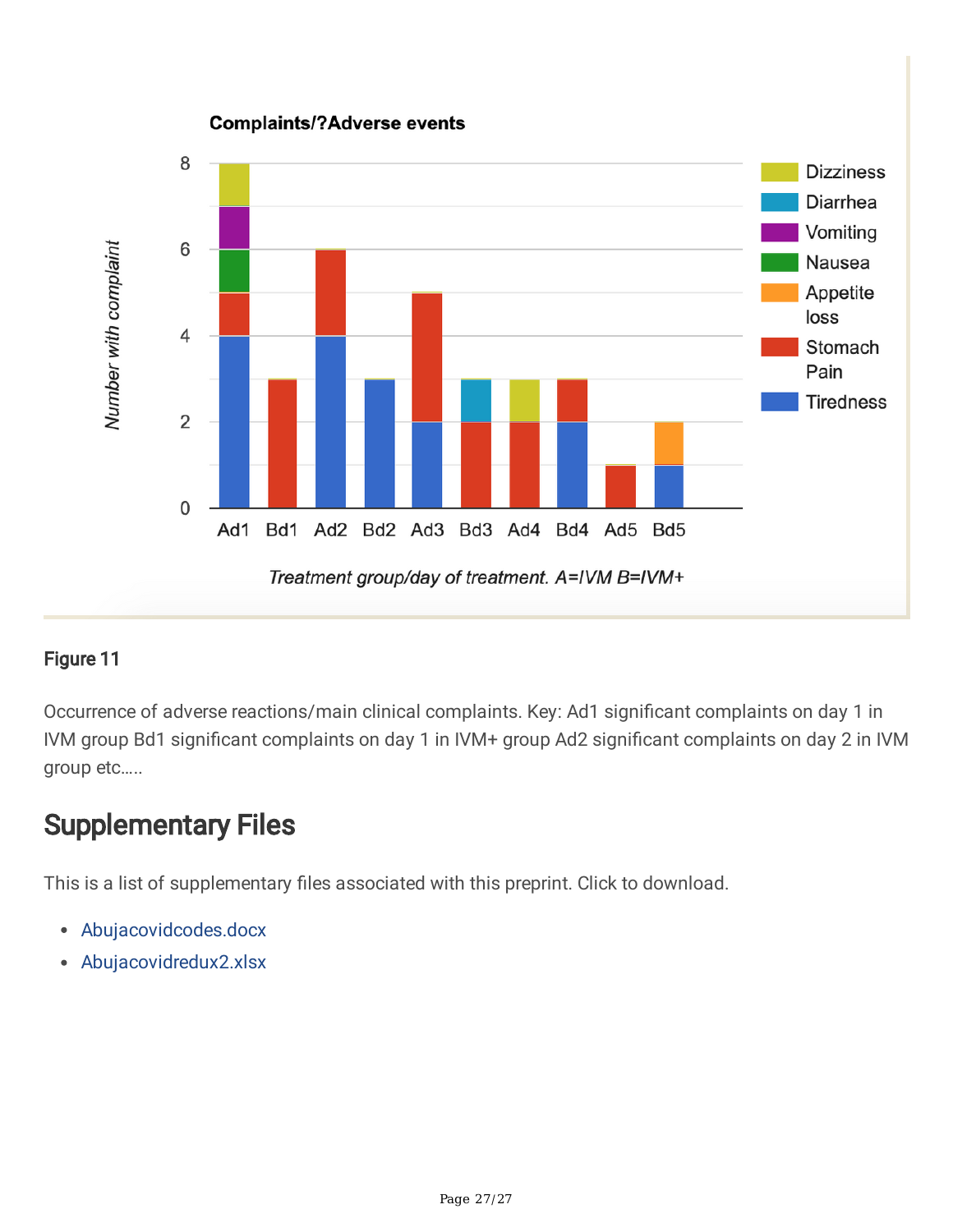Complaints/?Adverse events

8
6
4
2
0

Number with complaint

Ad1 Bd1 Ad2 Bd2 Ad3 Bd3 Ad4 Bd4 Ad5 Bd5

Treatment group/day of treatment. A=IVM B=IVM+

Dizziness
Diarrhea
Vomiting
Nausea
Appetite loss
Stomach Pain
Tiredness

**Figure 11**

Occurrence of adverse reactions/main clinical complaints. Key: Ad1 significant complaints on day 1 in IVM group Bd1 significant complaints on day 1 in IVM+ group Ad2 significant complaints on day 2 in IVM group etc.....

## Supplementary Files

This is a list of supplementary files associated with this preprint. Click to download.

- Abujacovidcodes.docx
- Abujacovidredux2.xlsx